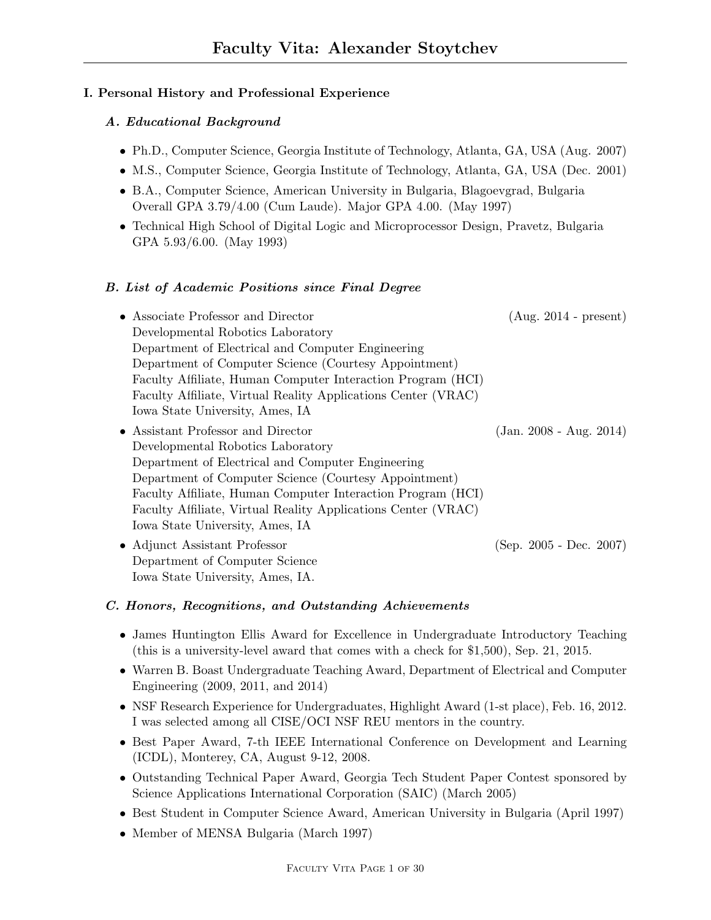# Faculty Vita: Alexander Stoytchev

## I. Personal History and Professional Experience

### *A. Educational Background*

- Ph.D., Computer Science, Georgia Institute of Technology, Atlanta, GA, USA (Aug. 2007)
- M.S., Computer Science, Georgia Institute of Technology, Atlanta, GA, USA (Dec. 2001)
- B.A., Computer Science, American University in Bulgaria, Blagoevgrad, Bulgaria
  Overall GPA 3.79/4.00 (Cum Laude). Major GPA 4.00. (May 1997)
- Technical High School of Digital Logic and Microprocessor Design, Pravetz, Bulgaria
  GPA 5.93/6.00. (May 1993)

### *B. List of Academic Positions since Final Degree*

- Associate Professor and Director (Aug. 2014 - present)
  Developmental Robotics Laboratory
  Department of Electrical and Computer Engineering
  Department of Computer Science (Courtesy Appointment)
  Faculty Affiliate, Human Computer Interaction Program (HCI)
  Faculty Affiliate, Virtual Reality Applications Center (VRAC)
  Iowa State University, Ames, IA
- Assistant Professor and Director (Jan. 2008 - Aug. 2014)
  Developmental Robotics Laboratory
  Department of Electrical and Computer Engineering
  Department of Computer Science (Courtesy Appointment)
  Faculty Affiliate, Human Computer Interaction Program (HCI)
  Faculty Affiliate, Virtual Reality Applications Center (VRAC)
  Iowa State University, Ames, IA
- Adjunct Assistant Professor (Sep. 2005 - Dec. 2007)
  Department of Computer Science
  Iowa State University, Ames, IA.

### *C. Honors, Recognitions, and Outstanding Achievements*

- James Huntington Ellis Award for Excellence in Undergraduate Introductory Teaching (this is a university-level award that comes with a check for $1,500), Sep. 21, 2015.
- Warren B. Boast Undergraduate Teaching Award, Department of Electrical and Computer Engineering (2009, 2011, and 2014)
- NSF Research Experience for Undergraduates, Highlight Award (1-st place), Feb. 16, 2012. I was selected among all CISE/OCI NSF REU mentors in the country.
- Best Paper Award, 7-th IEEE International Conference on Development and Learning (ICDL), Monterey, CA, August 9-12, 2008.
- Outstanding Technical Paper Award, Georgia Tech Student Paper Contest sponsored by Science Applications International Corporation (SAIC) (March 2005)
- Best Student in Computer Science Award, American University in Bulgaria (April 1997)
- Member of MENSA Bulgaria (March 1997)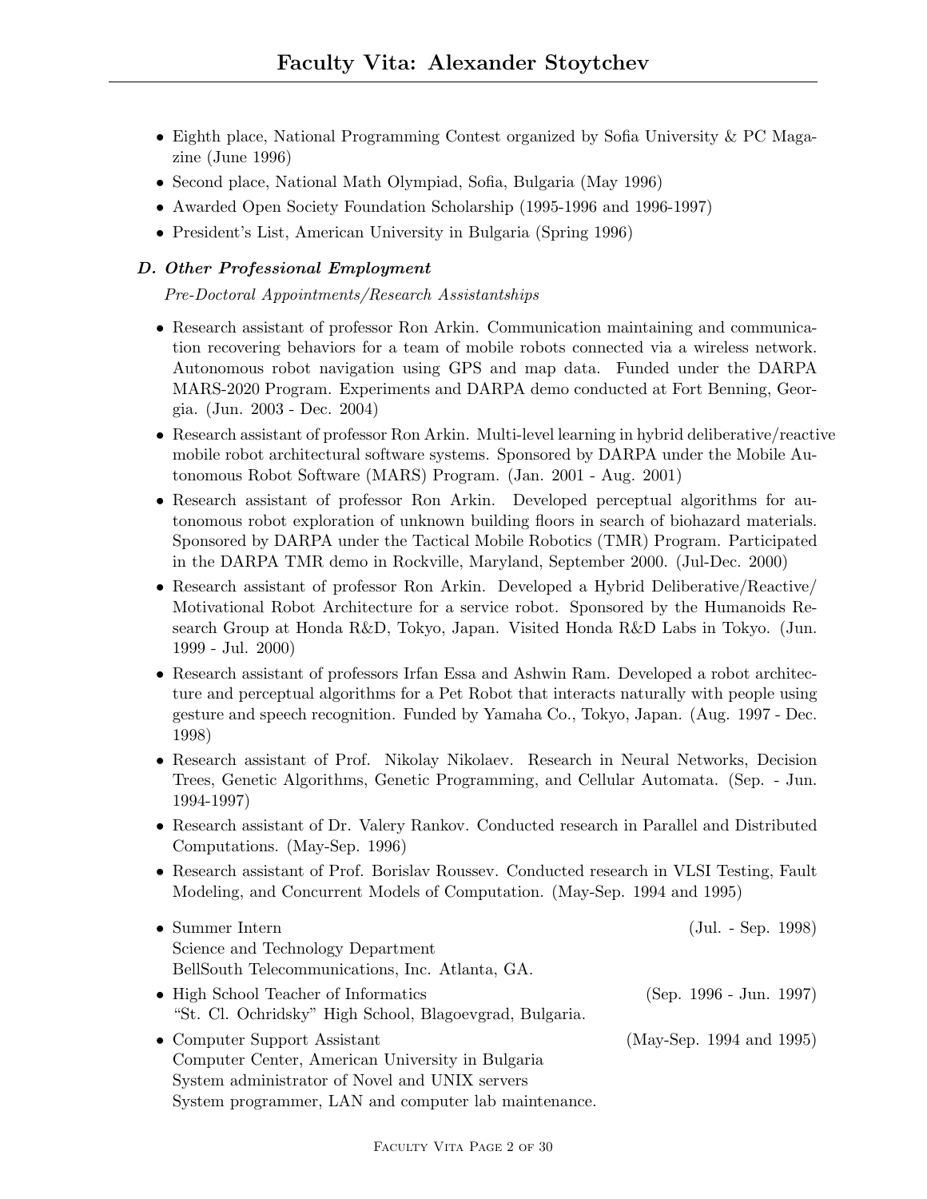- Eighth place, National Programming Contest organized by Sofia University & PC Magazine (June 1996)
- Second place, National Math Olympiad, Sofia, Bulgaria (May 1996)
- Awarded Open Society Foundation Scholarship (1995-1996 and 1996-1997)
- President's List, American University in Bulgaria (Spring 1996)

### *D. Other Professional Employment*

*Pre-Doctoral Appointments/Research Assistantships*

- Research assistant of professor Ron Arkin. Communication maintaining and communication recovering behaviors for a team of mobile robots connected via a wireless network. Autonomous robot navigation using GPS and map data. Funded under the DARPA MARS-2020 Program. Experiments and DARPA demo conducted at Fort Benning, Georgia. (Jun. 2003 - Dec. 2004)
- Research assistant of professor Ron Arkin. Multi-level learning in hybrid deliberative/reactive mobile robot architectural software systems. Sponsored by DARPA under the Mobile Autonomous Robot Software (MARS) Program. (Jan. 2001 - Aug. 2001)
- Research assistant of professor Ron Arkin. Developed perceptual algorithms for autonomous robot exploration of unknown building floors in search of biohazard materials. Sponsored by DARPA under the Tactical Mobile Robotics (TMR) Program. Participated in the DARPA TMR demo in Rockville, Maryland, September 2000. (Jul-Dec. 2000)
- Research assistant of professor Ron Arkin. Developed a Hybrid Deliberative/Reactive/Motivational Robot Architecture for a service robot. Sponsored by the Humanoids Research Group at Honda R&D, Tokyo, Japan. Visited Honda R&D Labs in Tokyo. (Jun. 1999 - Jul. 2000)
- Research assistant of professors Irfan Essa and Ashwin Ram. Developed a robot architecture and perceptual algorithms for a Pet Robot that interacts naturally with people using gesture and speech recognition. Funded by Yamaha Co., Tokyo, Japan. (Aug. 1997 - Dec. 1998)
- Research assistant of Prof. Nikolay Nikolaev. Research in Neural Networks, Decision Trees, Genetic Algorithms, Genetic Programming, and Cellular Automata. (Sep. - Jun. 1994-1997)
- Research assistant of Dr. Valery Rankov. Conducted research in Parallel and Distributed Computations. (May-Sep. 1996)
- Research assistant of Prof. Borislav Roussev. Conducted research in VLSI Testing, Fault Modeling, and Concurrent Models of Computation. (May-Sep. 1994 and 1995)

- Summer Intern (Jul. - Sep. 1998)
  Science and Technology Department
  BellSouth Telecommunications, Inc. Atlanta, GA.
- High School Teacher of Informatics (Sep. 1996 - Jun. 1997)
  "St. Cl. Ochridsky" High School, Blagoevgrad, Bulgaria.
- Computer Support Assistant (May-Sep. 1994 and 1995)
  Computer Center, American University in Bulgaria
  System administrator of Novel and UNIX servers
  System programmer, LAN and computer lab maintenance.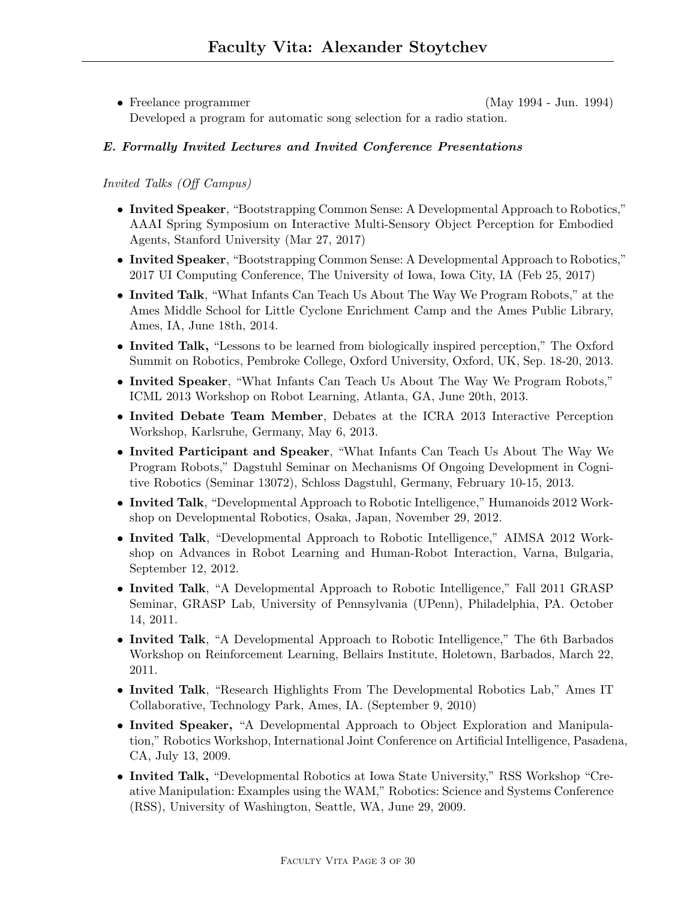- Freelance programmer (May 1994 - Jun. 1994)
  Developed a program for automatic song selection for a radio station.

### *E. Formally Invited Lectures and Invited Conference Presentations*

*Invited Talks (Off Campus)*

- **Invited Speaker**, "Bootstrapping Common Sense: A Developmental Approach to Robotics," AAAI Spring Symposium on Interactive Multi-Sensory Object Perception for Embodied Agents, Stanford University (Mar 27, 2017)
- **Invited Speaker**, "Bootstrapping Common Sense: A Developmental Approach to Robotics," 2017 UI Computing Conference, The University of Iowa, Iowa City, IA (Feb 25, 2017)
- **Invited Talk**, "What Infants Can Teach Us About The Way We Program Robots," at the Ames Middle School for Little Cyclone Enrichment Camp and the Ames Public Library, Ames, IA, June 18th, 2014.
- **Invited Talk,** "Lessons to be learned from biologically inspired perception," The Oxford Summit on Robotics, Pembroke College, Oxford University, Oxford, UK, Sep. 18-20, 2013.
- **Invited Speaker**, "What Infants Can Teach Us About The Way We Program Robots," ICML 2013 Workshop on Robot Learning, Atlanta, GA, June 20th, 2013.
- **Invited Debate Team Member**, Debates at the ICRA 2013 Interactive Perception Workshop, Karlsruhe, Germany, May 6, 2013.
- **Invited Participant and Speaker**, "What Infants Can Teach Us About The Way We Program Robots," Dagstuhl Seminar on Mechanisms Of Ongoing Development in Cognitive Robotics (Seminar 13072), Schloss Dagstuhl, Germany, February 10-15, 2013.
- **Invited Talk**, "Developmental Approach to Robotic Intelligence," Humanoids 2012 Workshop on Developmental Robotics, Osaka, Japan, November 29, 2012.
- **Invited Talk**, "Developmental Approach to Robotic Intelligence," AIMSA 2012 Workshop on Advances in Robot Learning and Human-Robot Interaction, Varna, Bulgaria, September 12, 2012.
- **Invited Talk**, "A Developmental Approach to Robotic Intelligence," Fall 2011 GRASP Seminar, GRASP Lab, University of Pennsylvania (UPenn), Philadelphia, PA. October 14, 2011.
- **Invited Talk**, "A Developmental Approach to Robotic Intelligence," The 6th Barbados Workshop on Reinforcement Learning, Bellairs Institute, Holetown, Barbados, March 22, 2011.
- **Invited Talk**, "Research Highlights From The Developmental Robotics Lab," Ames IT Collaborative, Technology Park, Ames, IA. (September 9, 2010)
- **Invited Speaker,** "A Developmental Approach to Object Exploration and Manipulation," Robotics Workshop, International Joint Conference on Artificial Intelligence, Pasadena, CA, July 13, 2009.
- **Invited Talk,** "Developmental Robotics at Iowa State University," RSS Workshop "Creative Manipulation: Examples using the WAM," Robotics: Science and Systems Conference (RSS), University of Washington, Seattle, WA, June 29, 2009.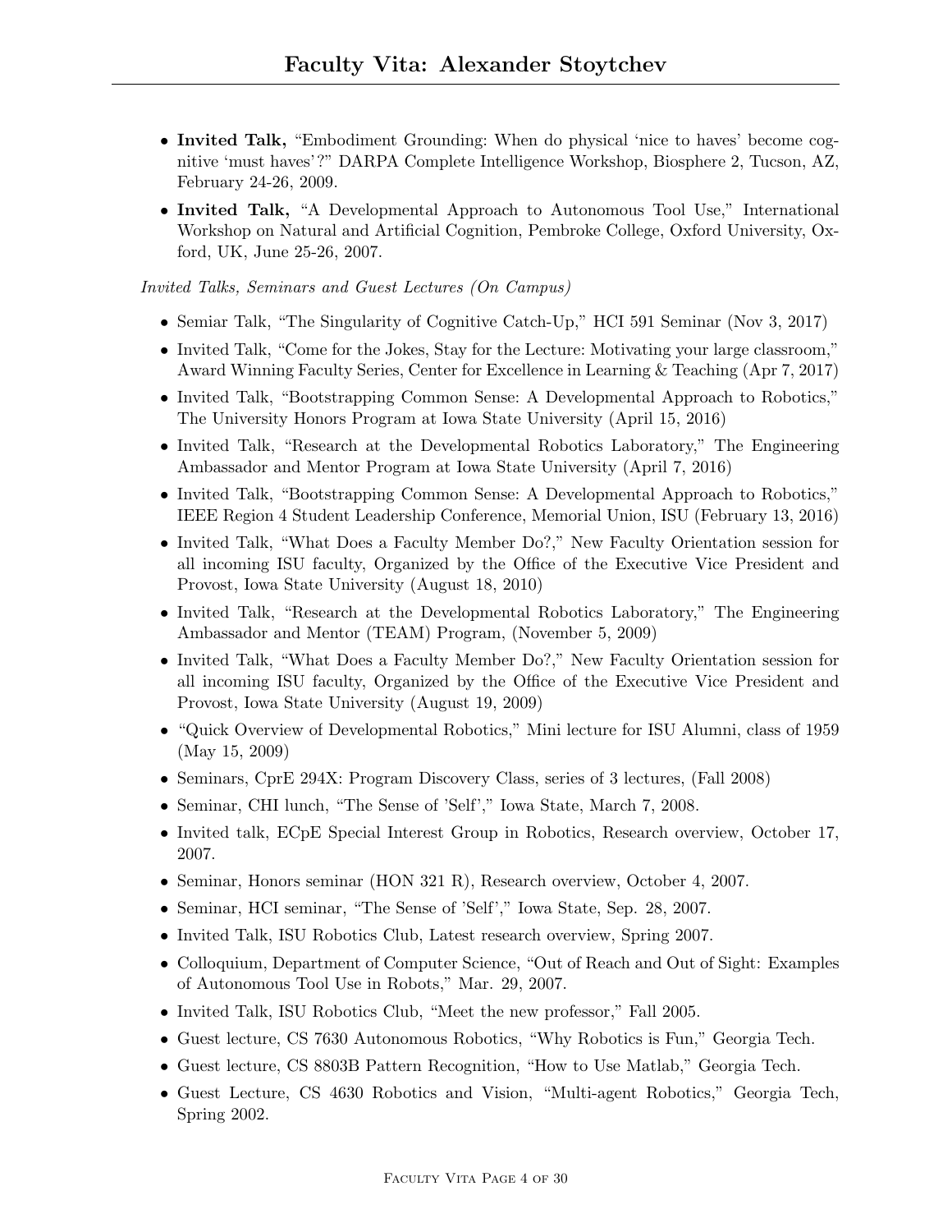- **Invited Talk,** "Embodiment Grounding: When do physical 'nice to haves' become cognitive 'must haves'?" DARPA Complete Intelligence Workshop, Biosphere 2, Tucson, AZ, February 24-26, 2009.
- **Invited Talk,** "A Developmental Approach to Autonomous Tool Use," International Workshop on Natural and Artificial Cognition, Pembroke College, Oxford University, Oxford, UK, June 25-26, 2007.

*Invited Talks, Seminars and Guest Lectures (On Campus)*

- Semiar Talk, "The Singularity of Cognitive Catch-Up," HCI 591 Seminar (Nov 3, 2017)
- Invited Talk, "Come for the Jokes, Stay for the Lecture: Motivating your large classroom," Award Winning Faculty Series, Center for Excellence in Learning & Teaching (Apr 7, 2017)
- Invited Talk, "Bootstrapping Common Sense: A Developmental Approach to Robotics," The University Honors Program at Iowa State University (April 15, 2016)
- Invited Talk, "Research at the Developmental Robotics Laboratory," The Engineering Ambassador and Mentor Program at Iowa State University (April 7, 2016)
- Invited Talk, "Bootstrapping Common Sense: A Developmental Approach to Robotics," IEEE Region 4 Student Leadership Conference, Memorial Union, ISU (February 13, 2016)
- Invited Talk, "What Does a Faculty Member Do?," New Faculty Orientation session for all incoming ISU faculty, Organized by the Office of the Executive Vice President and Provost, Iowa State University (August 18, 2010)
- Invited Talk, "Research at the Developmental Robotics Laboratory," The Engineering Ambassador and Mentor (TEAM) Program, (November 5, 2009)
- Invited Talk, "What Does a Faculty Member Do?," New Faculty Orientation session for all incoming ISU faculty, Organized by the Office of the Executive Vice President and Provost, Iowa State University (August 19, 2009)
- "Quick Overview of Developmental Robotics," Mini lecture for ISU Alumni, class of 1959 (May 15, 2009)
- Seminars, CprE 294X: Program Discovery Class, series of 3 lectures, (Fall 2008)
- Seminar, CHI lunch, "The Sense of 'Self'," Iowa State, March 7, 2008.
- Invited talk, ECpE Special Interest Group in Robotics, Research overview, October 17, 2007.
- Seminar, Honors seminar (HON 321 R), Research overview, October 4, 2007.
- Seminar, HCI seminar, "The Sense of 'Self'," Iowa State, Sep. 28, 2007.
- Invited Talk, ISU Robotics Club, Latest research overview, Spring 2007.
- Colloquium, Department of Computer Science, "Out of Reach and Out of Sight: Examples of Autonomous Tool Use in Robots," Mar. 29, 2007.
- Invited Talk, ISU Robotics Club, "Meet the new professor," Fall 2005.
- Guest lecture, CS 7630 Autonomous Robotics, "Why Robotics is Fun," Georgia Tech.
- Guest lecture, CS 8803B Pattern Recognition, "How to Use Matlab," Georgia Tech.
- Guest Lecture, CS 4630 Robotics and Vision, "Multi-agent Robotics," Georgia Tech, Spring 2002.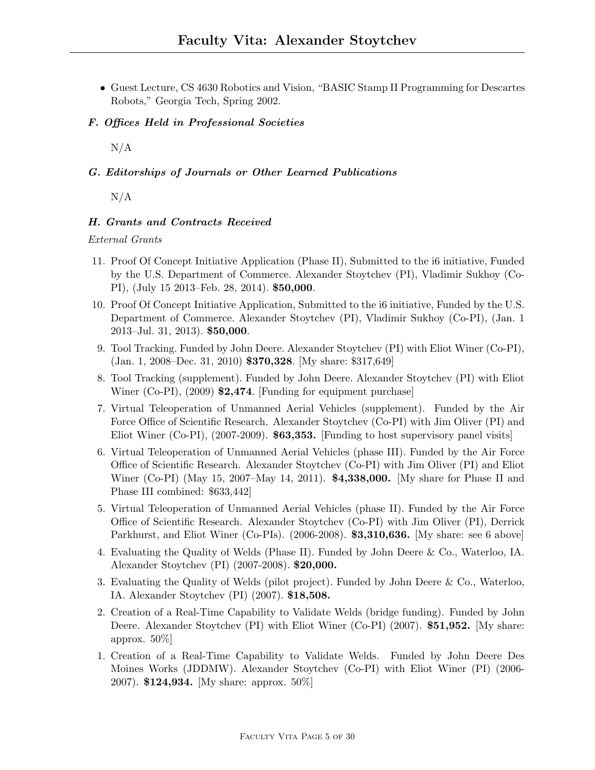- Guest Lecture, CS 4630 Robotics and Vision, "BASIC Stamp II Programming for Descartes Robots," Georgia Tech, Spring 2002.

### *F. Offices Held in Professional Societies*

N/A

### *G. Editorships of Journals or Other Learned Publications*

N/A

### *H. Grants and Contracts Received*

*External Grants*

11. Proof Of Concept Initiative Application (Phase II), Submitted to the i6 initiative, Funded by the U.S. Department of Commerce. Alexander Stoytchev (PI), Vladimir Sukhoy (Co-PI), (July 15 2013–Feb. 28, 2014). **$50,000**.

10. Proof Of Concept Initiative Application, Submitted to the i6 initiative, Funded by the U.S. Department of Commerce. Alexander Stoytchev (PI), Vladimir Sukhoy (Co-PI), (Jan. 1 2013–Jul. 31, 2013). **$50,000**.

9. Tool Tracking. Funded by John Deere. Alexander Stoytchev (PI) with Eliot Winer (Co-PI), (Jan. 1, 2008–Dec. 31, 2010) **$370,328**. [My share: $317,649]

8. Tool Tracking (supplement). Funded by John Deere. Alexander Stoytchev (PI) with Eliot Winer (Co-PI), (2009) **$2,474**. [Funding for equipment purchase]

7. Virtual Teleoperation of Unmanned Aerial Vehicles (supplement). Funded by the Air Force Office of Scientific Research. Alexander Stoytchev (Co-PI) with Jim Oliver (PI) and Eliot Winer (Co-PI), (2007-2009). **$63,353.** [Funding to host supervisory panel visits]

6. Virtual Teleoperation of Unmanned Aerial Vehicles (phase III). Funded by the Air Force Office of Scientific Research. Alexander Stoytchev (Co-PI) with Jim Oliver (PI) and Eliot Winer (Co-PI) (May 15, 2007–May 14, 2011). **$4,338,000.** [My share for Phase II and Phase III combined: $633,442]

5. Virtual Teleoperation of Unmanned Aerial Vehicles (phase II). Funded by the Air Force Office of Scientific Research. Alexander Stoytchev (Co-PI) with Jim Oliver (PI), Derrick Parkhurst, and Eliot Winer (Co-PIs). (2006-2008). **$3,310,636.** [My share: see 6 above]

4. Evaluating the Quality of Welds (Phase II). Funded by John Deere & Co., Waterloo, IA. Alexander Stoytchev (PI) (2007-2008). **$20,000.**

3. Evaluating the Quality of Welds (pilot project). Funded by John Deere & Co., Waterloo, IA. Alexander Stoytchev (PI) (2007). **$18,508.**

2. Creation of a Real-Time Capability to Validate Welds (bridge funding). Funded by John Deere. Alexander Stoytchev (PI) with Eliot Winer (Co-PI) (2007). **$51,952.** [My share: approx. 50%]

1. Creation of a Real-Time Capability to Validate Welds. Funded by John Deere Des Moines Works (JDDMW). Alexander Stoytchev (Co-PI) with Eliot Winer (PI) (2006-2007). **$124,934.** [My share: approx. 50%]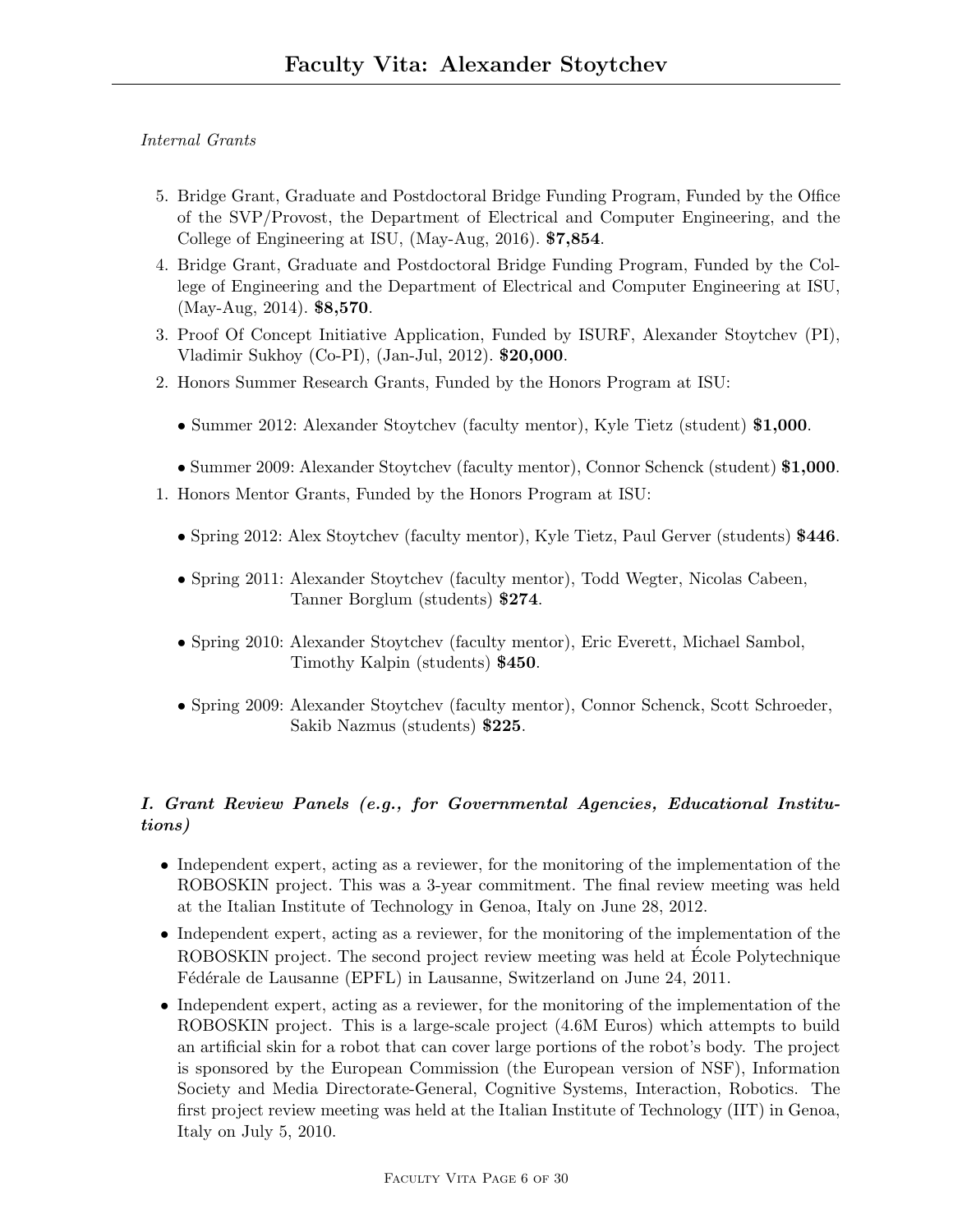*Internal Grants*

5. Bridge Grant, Graduate and Postdoctoral Bridge Funding Program, Funded by the Office of the SVP/Provost, the Department of Electrical and Computer Engineering, and the College of Engineering at ISU, (May-Aug, 2016). **$7,854**.
4. Bridge Grant, Graduate and Postdoctoral Bridge Funding Program, Funded by the College of Engineering and the Department of Electrical and Computer Engineering at ISU, (May-Aug, 2014). **$8,570**.
3. Proof Of Concept Initiative Application, Funded by ISURF, Alexander Stoytchev (PI), Vladimir Sukhoy (Co-PI), (Jan-Jul, 2012). **$20,000**.
2. Honors Summer Research Grants, Funded by the Honors Program at ISU:
    - Summer 2012: Alexander Stoytchev (faculty mentor), Kyle Tietz (student) **$1,000**.
    - Summer 2009: Alexander Stoytchev (faculty mentor), Connor Schenck (student) **$1,000**.
1. Honors Mentor Grants, Funded by the Honors Program at ISU:
    - Spring 2012: Alex Stoytchev (faculty mentor), Kyle Tietz, Paul Gerver (students) **$446**.
    - Spring 2011: Alexander Stoytchev (faculty mentor), Todd Wegter, Nicolas Cabeen, Tanner Borglum (students) **$274**.
    - Spring 2010: Alexander Stoytchev (faculty mentor), Eric Everett, Michael Sambol, Timothy Kalpin (students) **$450**.
    - Spring 2009: Alexander Stoytchev (faculty mentor), Connor Schenck, Scott Schroeder, Sakib Nazmus (students) **$225**.

### *I. Grant Review Panels (e.g., for Governmental Agencies, Educational Institutions)*

- Independent expert, acting as a reviewer, for the monitoring of the implementation of the ROBOSKIN project. This was a 3-year commitment. The final review meeting was held at the Italian Institute of Technology in Genoa, Italy on June 28, 2012.
- Independent expert, acting as a reviewer, for the monitoring of the implementation of the ROBOSKIN project. The second project review meeting was held at École Polytechnique Fédérale de Lausanne (EPFL) in Lausanne, Switzerland on June 24, 2011.
- Independent expert, acting as a reviewer, for the monitoring of the implementation of the ROBOSKIN project. This is a large-scale project (4.6M Euros) which attempts to build an artificial skin for a robot that can cover large portions of the robot's body. The project is sponsored by the European Commission (the European version of NSF), Information Society and Media Directorate-General, Cognitive Systems, Interaction, Robotics. The first project review meeting was held at the Italian Institute of Technology (IIT) in Genoa, Italy on July 5, 2010.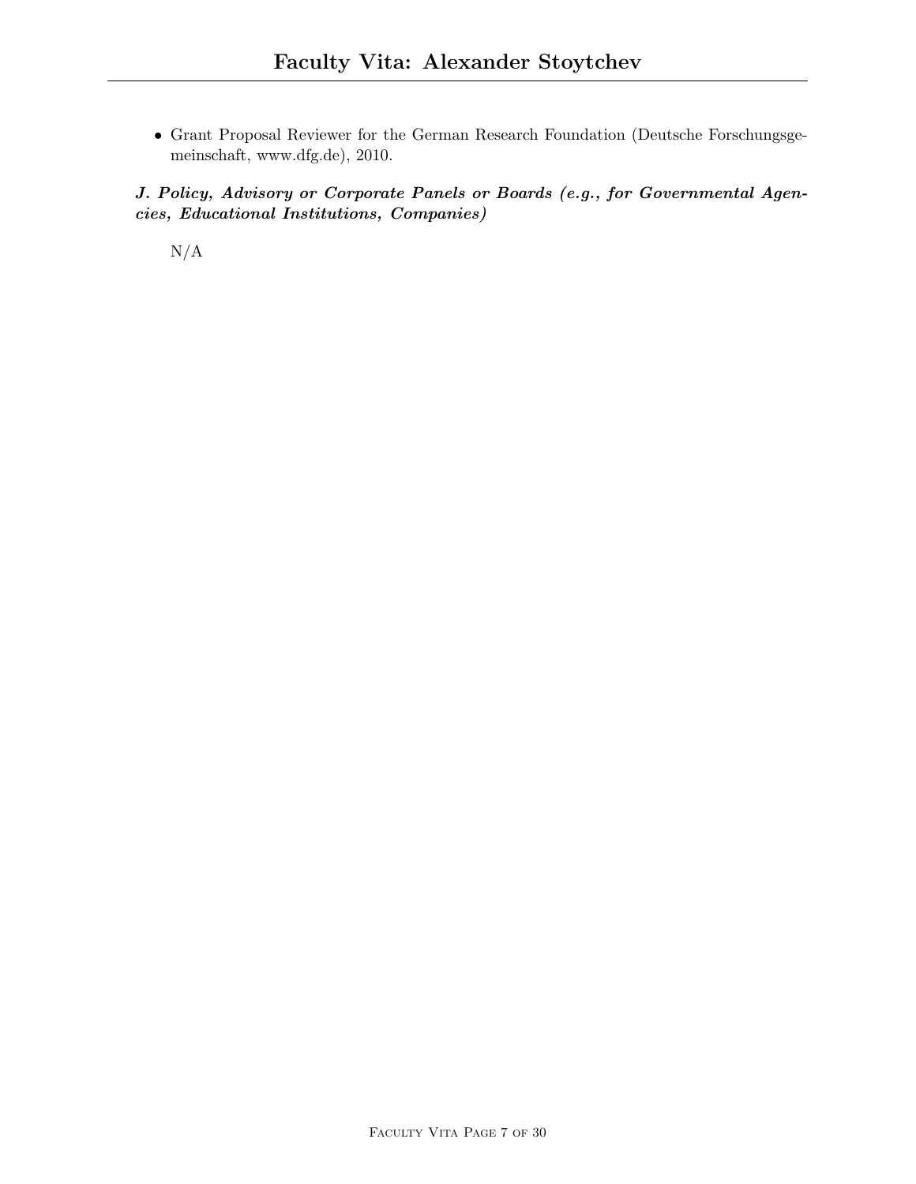- Grant Proposal Reviewer for the German Research Foundation (Deutsche Forschungsgemeinschaft, www.dfg.de), 2010.

***J. Policy, Advisory or Corporate Panels or Boards (e.g., for Governmental Agencies, Educational Institutions, Companies)***

N/A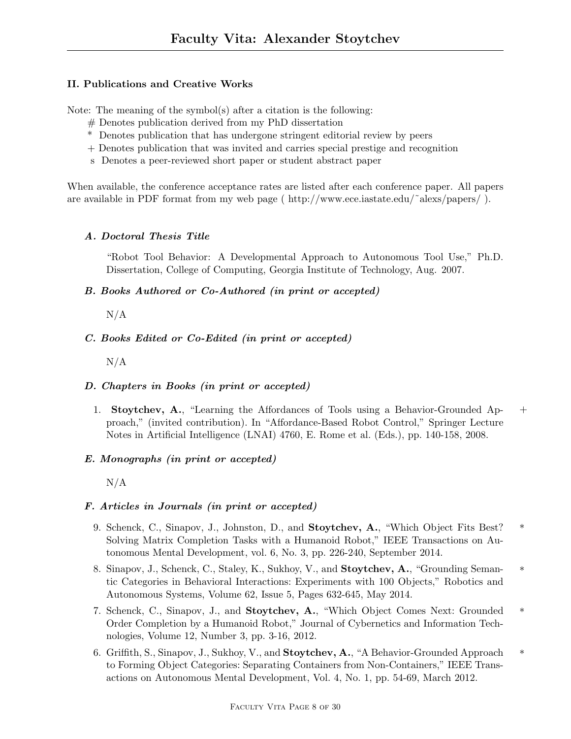# Faculty Vita: Alexander Stoytchev

### II. Publications and Creative Works

Note: The meaning of the symbol(s) after a citation is the following:

- # Denotes publication derived from my PhD dissertation
- * Denotes publication that has undergone stringent editorial review by peers
- + Denotes publication that was invited and carries special prestige and recognition
- s Denotes a peer-reviewed short paper or student abstract paper

When available, the conference acceptance rates are listed after each conference paper. All papers are available in PDF format from my web page ( http://www.ece.iastate.edu/˜alexs/papers/ ).

#### *A. Doctoral Thesis Title*

"Robot Tool Behavior: A Developmental Approach to Autonomous Tool Use," Ph.D. Dissertation, College of Computing, Georgia Institute of Technology, Aug. 2007.

#### *B. Books Authored or Co-Authored (in print or accepted)*

N/A

#### *C. Books Edited or Co-Edited (in print or accepted)*

N/A

#### *D. Chapters in Books (in print or accepted)*

1. **Stoytchev, A.**, "Learning the Affordances of Tools using a Behavior-Grounded Approach," (invited contribution). In "Affordance-Based Robot Control," Springer Lecture Notes in Artificial Intelligence (LNAI) 4760, E. Rome et al. (Eds.), pp. 140-158, 2008. +

#### *E. Monographs (in print or accepted)*

N/A

#### *F. Articles in Journals (in print or accepted)*

9. Schenck, C., Sinapov, J., Johnston, D., and **Stoytchev, A.**, "Which Object Fits Best? Solving Matrix Completion Tasks with a Humanoid Robot," IEEE Transactions on Autonomous Mental Development, vol. 6, No. 3, pp. 226-240, September 2014. *
8. Sinapov, J., Schenck, C., Staley, K., Sukhoy, V., and **Stoytchev, A.**, "Grounding Semantic Categories in Behavioral Interactions: Experiments with 100 Objects," Robotics and Autonomous Systems, Volume 62, Issue 5, Pages 632-645, May 2014. *
7. Schenck, C., Sinapov, J., and **Stoytchev, A.**, "Which Object Comes Next: Grounded Order Completion by a Humanoid Robot," Journal of Cybernetics and Information Technologies, Volume 12, Number 3, pp. 3-16, 2012. *
6. Griffith, S., Sinapov, J., Sukhoy, V., and **Stoytchev, A.**, "A Behavior-Grounded Approach to Forming Object Categories: Separating Containers from Non-Containers," IEEE Transactions on Autonomous Mental Development, Vol. 4, No. 1, pp. 54-69, March 2012. *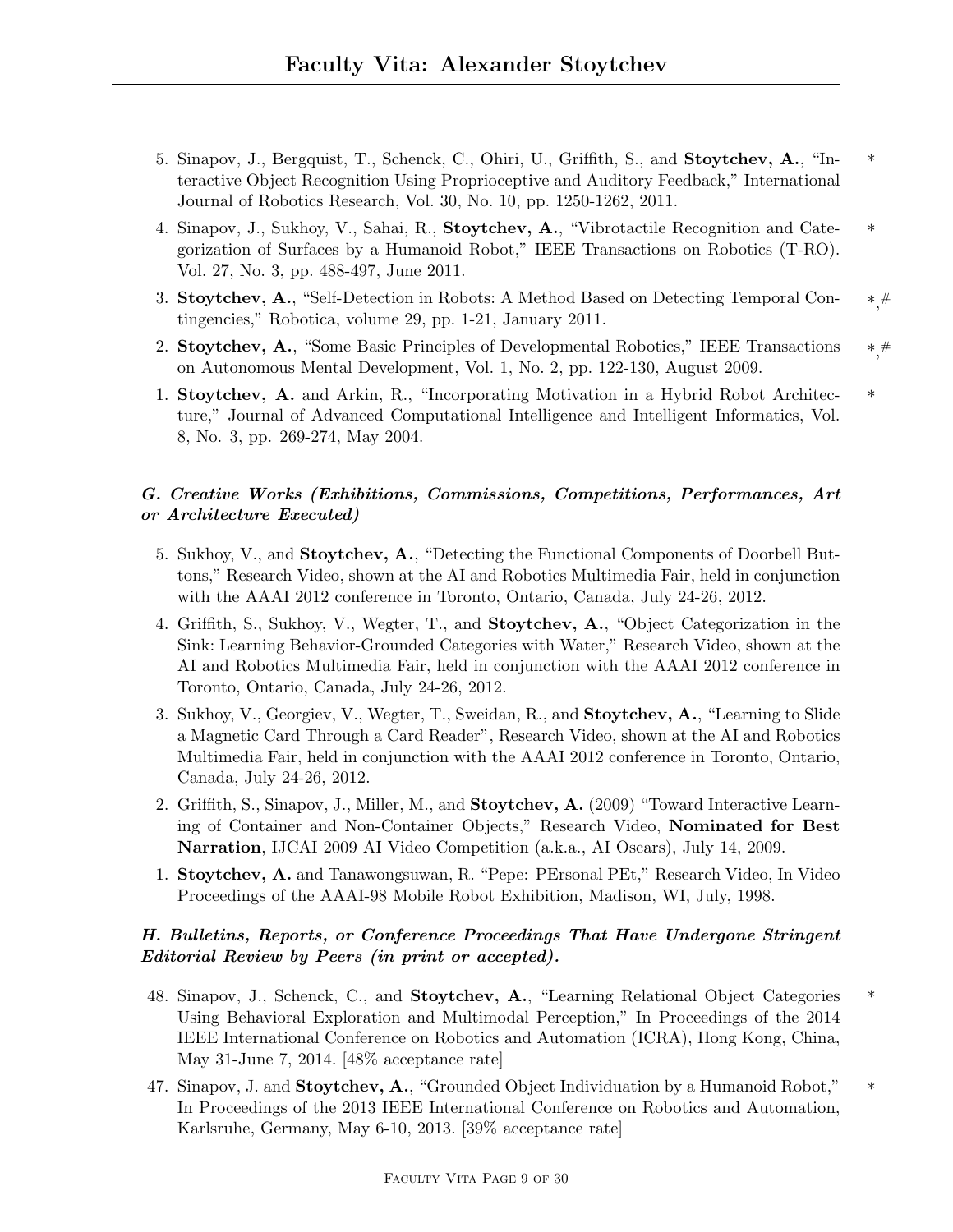5. Sinapov, J., Bergquist, T., Schenck, C., Ohiri, U., Griffith, S., and **Stoytchev, A.**, "Interactive Object Recognition Using Proprioceptive and Auditory Feedback," International Journal of Robotics Research, Vol. 30, No. 10, pp. 1250-1262, 2011. *

4. Sinapov, J., Sukhoy, V., Sahai, R., **Stoytchev, A.**, "Vibrotactile Recognition and Categorization of Surfaces by a Humanoid Robot," IEEE Transactions on Robotics (T-RO). Vol. 27, No. 3, pp. 488-497, June 2011. *

3. **Stoytchev, A.**, "Self-Detection in Robots: A Method Based on Detecting Temporal Contingencies," Robotica, volume 29, pp. 1-21, January 2011. *,#

2. **Stoytchev, A.**, "Some Basic Principles of Developmental Robotics," IEEE Transactions on Autonomous Mental Development, Vol. 1, No. 2, pp. 122-130, August 2009. *,#

1. **Stoytchev, A.** and Arkin, R., "Incorporating Motivation in a Hybrid Robot Architecture," Journal of Advanced Computational Intelligence and Intelligent Informatics, Vol. 8, No. 3, pp. 269-274, May 2004. *

### *G. Creative Works (Exhibitions, Commissions, Competitions, Performances, Art or Architecture Executed)*

5. Sukhoy, V., and **Stoytchev, A.**, "Detecting the Functional Components of Doorbell Buttons," Research Video, shown at the AI and Robotics Multimedia Fair, held in conjunction with the AAAI 2012 conference in Toronto, Ontario, Canada, July 24-26, 2012.

4. Griffith, S., Sukhoy, V., Wegter, T., and **Stoytchev, A.**, "Object Categorization in the Sink: Learning Behavior-Grounded Categories with Water," Research Video, shown at the AI and Robotics Multimedia Fair, held in conjunction with the AAAI 2012 conference in Toronto, Ontario, Canada, July 24-26, 2012.

3. Sukhoy, V., Georgiev, V., Wegter, T., Sweidan, R., and **Stoytchev, A.**, "Learning to Slide a Magnetic Card Through a Card Reader", Research Video, shown at the AI and Robotics Multimedia Fair, held in conjunction with the AAAI 2012 conference in Toronto, Ontario, Canada, July 24-26, 2012.

2. Griffith, S., Sinapov, J., Miller, M., and **Stoytchev, A.** (2009) "Toward Interactive Learning of Container and Non-Container Objects," Research Video, **Nominated for Best Narration**, IJCAI 2009 AI Video Competition (a.k.a., AI Oscars), July 14, 2009.

1. **Stoytchev, A.** and Tanawongsuwan, R. "Pepe: PErsonal PEt," Research Video, In Video Proceedings of the AAAI-98 Mobile Robot Exhibition, Madison, WI, July, 1998.

### *H. Bulletins, Reports, or Conference Proceedings That Have Undergone Stringent Editorial Review by Peers (in print or accepted).*

48. Sinapov, J., Schenck, C., and **Stoytchev, A.**, "Learning Relational Object Categories Using Behavioral Exploration and Multimodal Perception," In Proceedings of the 2014 IEEE International Conference on Robotics and Automation (ICRA), Hong Kong, China, May 31-June 7, 2014. [48% acceptance rate] *

47. Sinapov, J. and **Stoytchev, A.**, "Grounded Object Individuation by a Humanoid Robot," In Proceedings of the 2013 IEEE International Conference on Robotics and Automation, Karlsruhe, Germany, May 6-10, 2013. [39% acceptance rate] *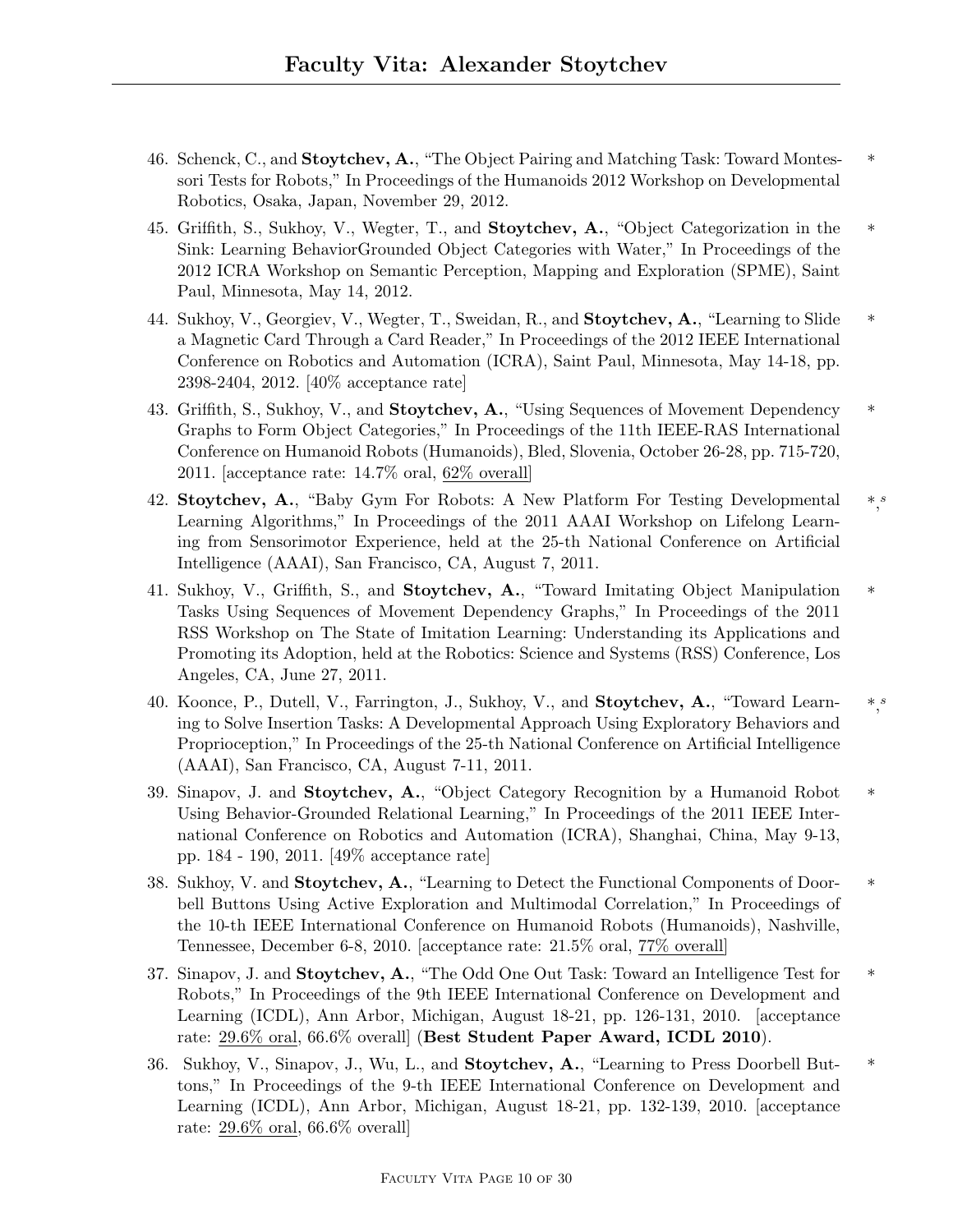46. Schenck, C., and **Stoytchev, A.**, "The Object Pairing and Matching Task: Toward Montessori Tests for Robots," In Proceedings of the Humanoids 2012 Workshop on Developmental Robotics, Osaka, Japan, November 29, 2012. *

45. Griffith, S., Sukhoy, V., Wegter, T., and **Stoytchev, A.**, "Object Categorization in the Sink: Learning BehaviorGrounded Object Categories with Water," In Proceedings of the 2012 ICRA Workshop on Semantic Perception, Mapping and Exploration (SPME), Saint Paul, Minnesota, May 14, 2012. *

44. Sukhoy, V., Georgiev, V., Wegter, T., Sweidan, R., and **Stoytchev, A.**, "Learning to Slide a Magnetic Card Through a Card Reader," In Proceedings of the 2012 IEEE International Conference on Robotics and Automation (ICRA), Saint Paul, Minnesota, May 14-18, pp. 2398-2404, 2012. [40% acceptance rate] *

43. Griffith, S., Sukhoy, V., and **Stoytchev, A.**, "Using Sequences of Movement Dependency Graphs to Form Object Categories," In Proceedings of the 11th IEEE-RAS International Conference on Humanoid Robots (Humanoids), Bled, Slovenia, October 26-28, pp. 715-720, 2011. [acceptance rate: 14.7% oral, 62% overall] *

42. **Stoytchev, A.**, "Baby Gym For Robots: A New Platform For Testing Developmental Learning Algorithms," In Proceedings of the 2011 AAAI Workshop on Lifelong Learning from Sensorimotor Experience, held at the 25-th National Conference on Artificial Intelligence (AAAI), San Francisco, CA, August 7, 2011. *,[s]

41. Sukhoy, V., Griffith, S., and **Stoytchev, A.**, "Toward Imitating Object Manipulation Tasks Using Sequences of Movement Dependency Graphs," In Proceedings of the 2011 RSS Workshop on The State of Imitation Learning: Understanding its Applications and Promoting its Adoption, held at the Robotics: Science and Systems (RSS) Conference, Los Angeles, CA, June 27, 2011. *

40. Koonce, P., Dutell, V., Farrington, J., Sukhoy, V., and **Stoytchev, A.**, "Toward Learning to Solve Insertion Tasks: A Developmental Approach Using Exploratory Behaviors and Proprioception," In Proceedings of the 25-th National Conference on Artificial Intelligence (AAAI), San Francisco, CA, August 7-11, 2011. *,[s]

39. Sinapov, J. and **Stoytchev, A.**, "Object Category Recognition by a Humanoid Robot Using Behavior-Grounded Relational Learning," In Proceedings of the 2011 IEEE International Conference on Robotics and Automation (ICRA), Shanghai, China, May 9-13, pp. 184 - 190, 2011. [49% acceptance rate] *

38. Sukhoy, V. and **Stoytchev, A.**, "Learning to Detect the Functional Components of Doorbell Buttons Using Active Exploration and Multimodal Correlation," In Proceedings of the 10-th IEEE International Conference on Humanoid Robots (Humanoids), Nashville, Tennessee, December 6-8, 2010. [acceptance rate: 21.5% oral, 77% overall] *

37. Sinapov, J. and **Stoytchev, A.**, "The Odd One Out Task: Toward an Intelligence Test for Robots," In Proceedings of the 9th IEEE International Conference on Development and Learning (ICDL), Ann Arbor, Michigan, August 18-21, pp. 126-131, 2010. [acceptance rate: 29.6% oral, 66.6% overall] (**Best Student Paper Award, ICDL 2010**). *

36. Sukhoy, V., Sinapov, J., Wu, L., and **Stoytchev, A.**, "Learning to Press Doorbell Buttons," In Proceedings of the 9-th IEEE International Conference on Development and Learning (ICDL), Ann Arbor, Michigan, August 18-21, pp. 132-139, 2010. [acceptance rate: 29.6% oral, 66.6% overall] *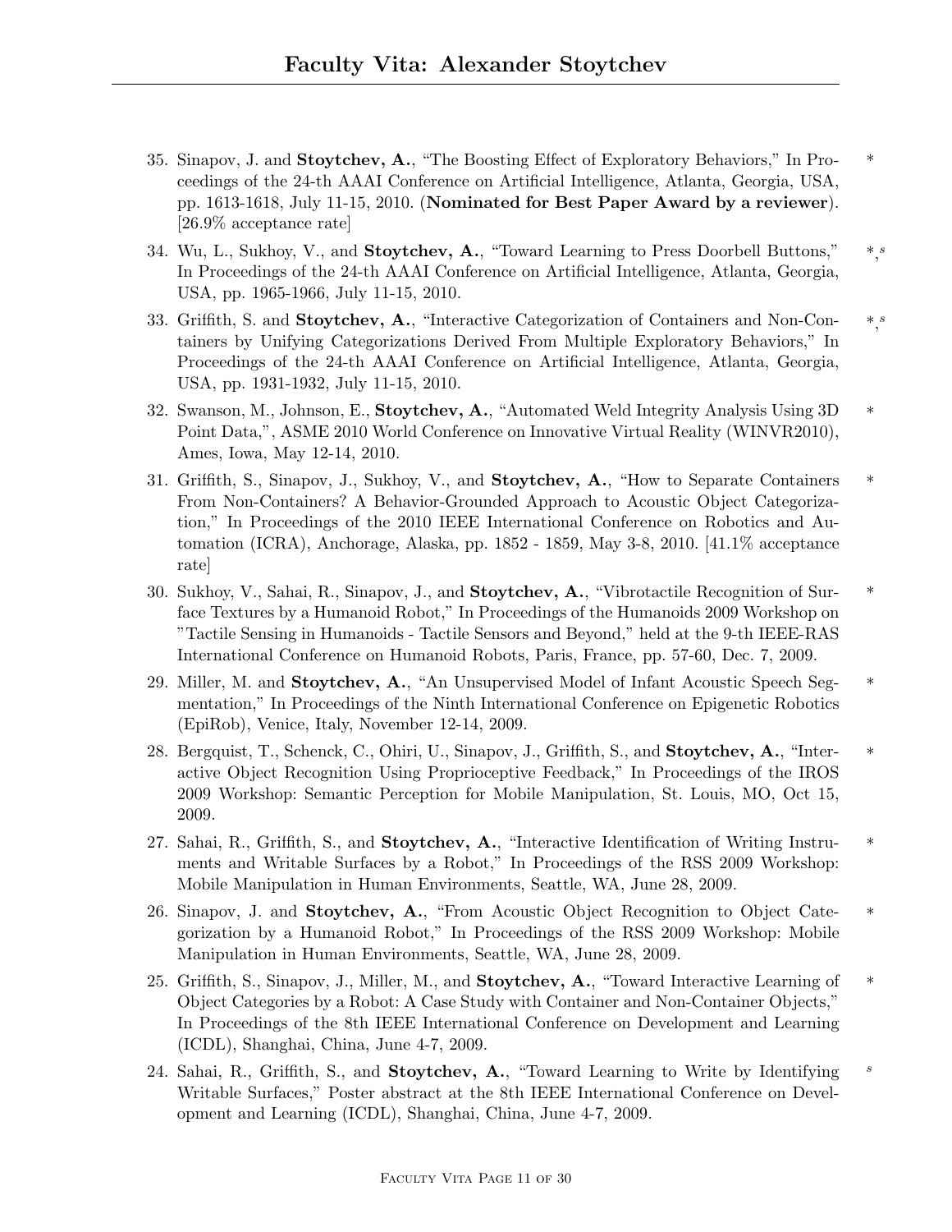35. Sinapov, J. and **Stoytchev, A.**, "The Boosting Effect of Exploratory Behaviors," In Proceedings of the 24-th AAAI Conference on Artificial Intelligence, Atlanta, Georgia, USA, pp. 1613-1618, July 11-15, 2010. (**Nominated for Best Paper Award by a reviewer**). [26.9% acceptance rate] *

34. Wu, L., Sukhoy, V., and **Stoytchev, A.**, "Toward Learning to Press Doorbell Buttons," In Proceedings of the 24-th AAAI Conference on Artificial Intelligence, Atlanta, Georgia, USA, pp. 1965-1966, July 11-15, 2010. *,[s]

33. Griffith, S. and **Stoytchev, A.**, "Interactive Categorization of Containers and Non-Containers by Unifying Categorizations Derived From Multiple Exploratory Behaviors," In Proceedings of the 24-th AAAI Conference on Artificial Intelligence, Atlanta, Georgia, USA, pp. 1931-1932, July 11-15, 2010. *,[s]

32. Swanson, M., Johnson, E., **Stoytchev, A.**, "Automated Weld Integrity Analysis Using 3D Point Data,", ASME 2010 World Conference on Innovative Virtual Reality (WINVR2010), Ames, Iowa, May 12-14, 2010. *

31. Griffith, S., Sinapov, J., Sukhoy, V., and **Stoytchev, A.**, "How to Separate Containers From Non-Containers? A Behavior-Grounded Approach to Acoustic Object Categorization," In Proceedings of the 2010 IEEE International Conference on Robotics and Automation (ICRA), Anchorage, Alaska, pp. 1852 - 1859, May 3-8, 2010. [41.1% acceptance rate] *

30. Sukhoy, V., Sahai, R., Sinapov, J., and **Stoytchev, A.**, "Vibrotactile Recognition of Surface Textures by a Humanoid Robot," In Proceedings of the Humanoids 2009 Workshop on "Tactile Sensing in Humanoids - Tactile Sensors and Beyond," held at the 9-th IEEE-RAS International Conference on Humanoid Robots, Paris, France, pp. 57-60, Dec. 7, 2009. *

29. Miller, M. and **Stoytchev, A.**, "An Unsupervised Model of Infant Acoustic Speech Segmentation," In Proceedings of the Ninth International Conference on Epigenetic Robotics (EpiRob), Venice, Italy, November 12-14, 2009. *

28. Bergquist, T., Schenck, C., Ohiri, U., Sinapov, J., Griffith, S., and **Stoytchev, A.**, "Interactive Object Recognition Using Proprioceptive Feedback," In Proceedings of the IROS 2009 Workshop: Semantic Perception for Mobile Manipulation, St. Louis, MO, Oct 15, 2009. *

27. Sahai, R., Griffith, S., and **Stoytchev, A.**, "Interactive Identification of Writing Instruments and Writable Surfaces by a Robot," In Proceedings of the RSS 2009 Workshop: Mobile Manipulation in Human Environments, Seattle, WA, June 28, 2009. *

26. Sinapov, J. and **Stoytchev, A.**, "From Acoustic Object Recognition to Object Categorization by a Humanoid Robot," In Proceedings of the RSS 2009 Workshop: Mobile Manipulation in Human Environments, Seattle, WA, June 28, 2009. *

25. Griffith, S., Sinapov, J., Miller, M., and **Stoytchev, A.**, "Toward Interactive Learning of Object Categories by a Robot: A Case Study with Container and Non-Container Objects," In Proceedings of the 8th IEEE International Conference on Development and Learning (ICDL), Shanghai, China, June 4-7, 2009. *

24. Sahai, R., Griffith, S., and **Stoytchev, A.**, "Toward Learning to Write by Identifying Writable Surfaces," Poster abstract at the 8th IEEE International Conference on Development and Learning (ICDL), Shanghai, China, June 4-7, 2009. [s]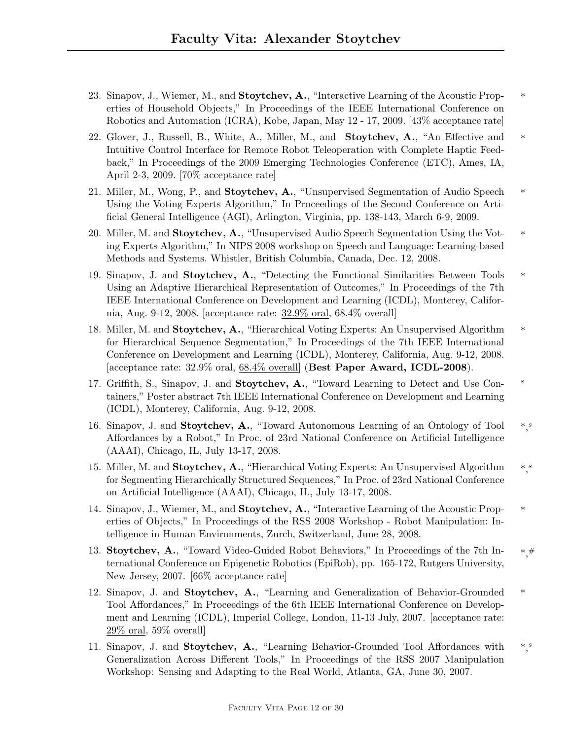23. Sinapov, J., Wiemer, M., and **Stoytchev, A.**, "Interactive Learning of the Acoustic Properties of Household Objects," In Proceedings of the IEEE International Conference on Robotics and Automation (ICRA), Kobe, Japan, May 12 - 17, 2009. [43% acceptance rate] *

22. Glover, J., Russell, B., White, A., Miller, M., and **Stoytchev, A.**, "An Effective and Intuitive Control Interface for Remote Robot Teleoperation with Complete Haptic Feedback," In Proceedings of the 2009 Emerging Technologies Conference (ETC), Ames, IA, April 2-3, 2009. [70% acceptance rate] *

21. Miller, M., Wong, P., and **Stoytchev, A.**, "Unsupervised Segmentation of Audio Speech Using the Voting Experts Algorithm," In Proceedings of the Second Conference on Artificial General Intelligence (AGI), Arlington, Virginia, pp. 138-143, March 6-9, 2009. *

20. Miller, M. and **Stoytchev, A.**, "Unsupervised Audio Speech Segmentation Using the Voting Experts Algorithm," In NIPS 2008 workshop on Speech and Language: Learning-based Methods and Systems. Whistler, British Columbia, Canada, Dec. 12, 2008. *

19. Sinapov, J. and **Stoytchev, A.**, "Detecting the Functional Similarities Between Tools Using an Adaptive Hierarchical Representation of Outcomes," In Proceedings of the 7th IEEE International Conference on Development and Learning (ICDL), Monterey, California, Aug. 9-12, 2008. [acceptance rate: <u>32.9% oral</u>, 68.4% overall] *

18. Miller, M. and **Stoytchev, A.**, "Hierarchical Voting Experts: An Unsupervised Algorithm for Hierarchical Sequence Segmentation," In Proceedings of the 7th IEEE International Conference on Development and Learning (ICDL), Monterey, California, Aug. 9-12, 2008. [acceptance rate: 32.9% oral, <u>68.4% overall</u>] (**Best Paper Award, ICDL-2008**). *

17. Griffith, S., Sinapov, J. and **Stoytchev, A.**, "Toward Learning to Detect and Use Containers," Poster abstract 7th IEEE International Conference on Development and Learning (ICDL), Monterey, California, Aug. 9-12, 2008. [s]

16. Sinapov, J. and **Stoytchev, A.**, "Toward Autonomous Learning of an Ontology of Tool Affordances by a Robot," In Proc. of 23rd National Conference on Artificial Intelligence (AAAI), Chicago, IL, July 13-17, 2008. *,[s]

15. Miller, M. and **Stoytchev, A.**, "Hierarchical Voting Experts: An Unsupervised Algorithm for Segmenting Hierarchically Structured Sequences," In Proc. of 23rd National Conference on Artificial Intelligence (AAAI), Chicago, IL, July 13-17, 2008. *,[s]

14. Sinapov, J., Wiemer, M., and **Stoytchev, A.**, "Interactive Learning of the Acoustic Properties of Objects," In Proceedings of the RSS 2008 Workshop - Robot Manipulation: Intelligence in Human Environments, Zurch, Switzerland, June 28, 2008. *

13. **Stoytchev, A.**, "Toward Video-Guided Robot Behaviors," In Proceedings of the 7th International Conference on Epigenetic Robotics (EpiRob), pp. 165-172, Rutgers University, New Jersey, 2007. [66% acceptance rate] *,#

12. Sinapov, J. and **Stoytchev, A.**, "Learning and Generalization of Behavior-Grounded Tool Affordances," In Proceedings of the 6th IEEE International Conference on Development and Learning (ICDL), Imperial College, London, 11-13 July, 2007. [acceptance rate: <u>29% oral</u>, 59% overall] *

11. Sinapov, J. and **Stoytchev, A.**, "Learning Behavior-Grounded Tool Affordances with Generalization Across Different Tools," In Proceedings of the RSS 2007 Manipulation Workshop: Sensing and Adapting to the Real World, Atlanta, GA, June 30, 2007. *,[s]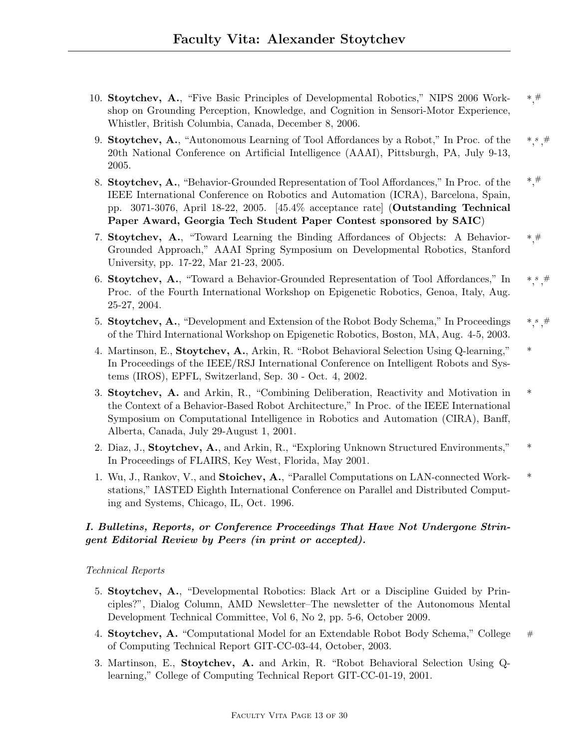10. **Stoytchev, A.**, "Five Basic Principles of Developmental Robotics," NIPS 2006 Workshop on Grounding Perception, Knowledge, and Cognition in Sensori-Motor Experience, Whistler, British Columbia, Canada, December 8, 2006. *,#

9. **Stoytchev, A.**, "Autonomous Learning of Tool Affordances by a Robot," In Proc. of the 20th National Conference on Artificial Intelligence (AAAI), Pittsburgh, PA, July 9-13, 2005. *,[s],#

8. **Stoytchev, A.**, "Behavior-Grounded Representation of Tool Affordances," In Proc. of the IEEE International Conference on Robotics and Automation (ICRA), Barcelona, Spain, pp. 3071-3076, April 18-22, 2005. [45.4% acceptance rate] (**Outstanding Technical Paper Award, Georgia Tech Student Paper Contest sponsored by SAIC**) *,#

7. **Stoytchev, A.**, "Toward Learning the Binding Affordances of Objects: A Behavior-Grounded Approach," AAAI Spring Symposium on Developmental Robotics, Stanford University, pp. 17-22, Mar 21-23, 2005. *,#

6. **Stoytchev, A.**, "Toward a Behavior-Grounded Representation of Tool Affordances," In Proc. of the Fourth International Workshop on Epigenetic Robotics, Genoa, Italy, Aug. 25-27, 2004. *,[s],#

5. **Stoytchev, A.**, "Development and Extension of the Robot Body Schema," In Proceedings of the Third International Workshop on Epigenetic Robotics, Boston, MA, Aug. 4-5, 2003. *,[s],#

4. Martinson, E., **Stoytchev, A.**, Arkin, R. "Robot Behavioral Selection Using Q-learning," In Proceedings of the IEEE/RSJ International Conference on Intelligent Robots and Systems (IROS), EPFL, Switzerland, Sep. 30 - Oct. 4, 2002. *

3. **Stoytchev, A.** and Arkin, R., "Combining Deliberation, Reactivity and Motivation in the Context of a Behavior-Based Robot Architecture," In Proc. of the IEEE International Symposium on Computational Intelligence in Robotics and Automation (CIRA), Banff, Alberta, Canada, July 29-August 1, 2001. *

2. Diaz, J., **Stoytchev, A.**, and Arkin, R., "Exploring Unknown Structured Environments," In Proceedings of FLAIRS, Key West, Florida, May 2001. *

1. Wu, J., Rankov, V., and **Stoichev, A.**, "Parallel Computations on LAN-connected Workstations," IASTED Eighth International Conference on Parallel and Distributed Computing and Systems, Chicago, IL, Oct. 1996. *

***I. Bulletins, Reports, or Conference Proceedings That Have Not Undergone Stringent Editorial Review by Peers (in print or accepted).***

*Technical Reports*

5. **Stoytchev, A.**, "Developmental Robotics: Black Art or a Discipline Guided by Principles?", Dialog Column, AMD Newsletter–The newsletter of the Autonomous Mental Development Technical Committee, Vol 6, No 2, pp. 5-6, October 2009.

4. **Stoytchev, A.** "Computational Model for an Extendable Robot Body Schema," College of Computing Technical Report GIT-CC-03-44, October, 2003. #

3. Martinson, E., **Stoytchev, A.** and Arkin, R. "Robot Behavioral Selection Using Q-learning," College of Computing Technical Report GIT-CC-01-19, 2001.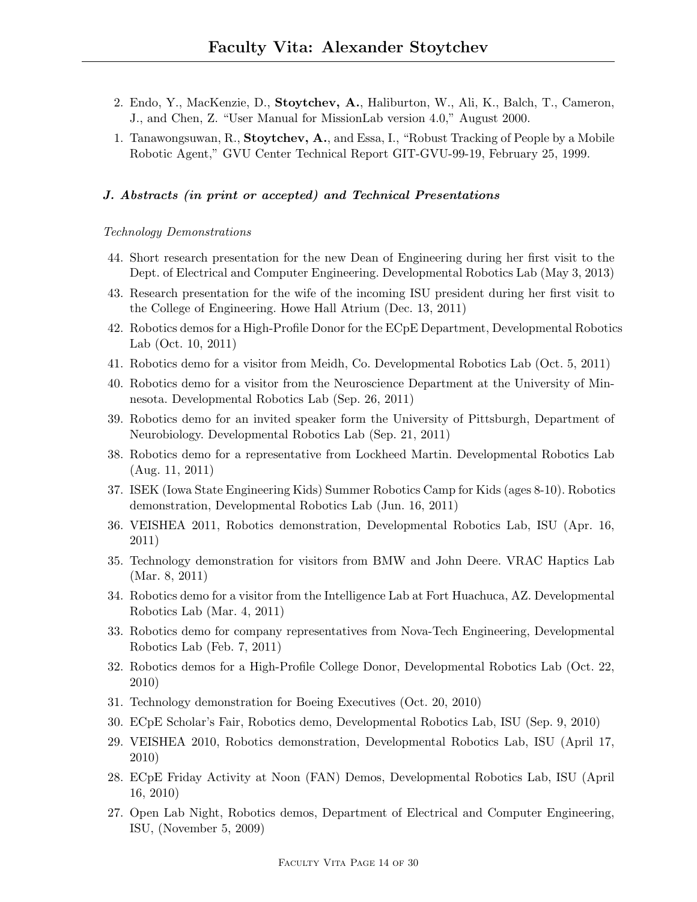2. Endo, Y., MacKenzie, D., **Stoytchev, A.**, Haliburton, W., Ali, K., Balch, T., Cameron, J., and Chen, Z. "User Manual for MissionLab version 4.0," August 2000.
1. Tanawongsuwan, R., **Stoytchev, A.**, and Essa, I., "Robust Tracking of People by a Mobile Robotic Agent," GVU Center Technical Report GIT-GVU-99-19, February 25, 1999.

### *J. Abstracts (in print or accepted) and Technical Presentations*

*Technology Demonstrations*

44. Short research presentation for the new Dean of Engineering during her first visit to the Dept. of Electrical and Computer Engineering. Developmental Robotics Lab (May 3, 2013)
43. Research presentation for the wife of the incoming ISU president during her first visit to the College of Engineering. Howe Hall Atrium (Dec. 13, 2011)
42. Robotics demos for a High-Profile Donor for the ECpE Department, Developmental Robotics Lab (Oct. 10, 2011)
41. Robotics demo for a visitor from Meidh, Co. Developmental Robotics Lab (Oct. 5, 2011)
40. Robotics demo for a visitor from the Neuroscience Department at the University of Minnesota. Developmental Robotics Lab (Sep. 26, 2011)
39. Robotics demo for an invited speaker form the University of Pittsburgh, Department of Neurobiology. Developmental Robotics Lab (Sep. 21, 2011)
38. Robotics demo for a representative from Lockheed Martin. Developmental Robotics Lab (Aug. 11, 2011)
37. ISEK (Iowa State Engineering Kids) Summer Robotics Camp for Kids (ages 8-10). Robotics demonstration, Developmental Robotics Lab (Jun. 16, 2011)
36. VEISHEA 2011, Robotics demonstration, Developmental Robotics Lab, ISU (Apr. 16, 2011)
35. Technology demonstration for visitors from BMW and John Deere. VRAC Haptics Lab (Mar. 8, 2011)
34. Robotics demo for a visitor from the Intelligence Lab at Fort Huachuca, AZ. Developmental Robotics Lab (Mar. 4, 2011)
33. Robotics demo for company representatives from Nova-Tech Engineering, Developmental Robotics Lab (Feb. 7, 2011)
32. Robotics demos for a High-Profile College Donor, Developmental Robotics Lab (Oct. 22, 2010)
31. Technology demonstration for Boeing Executives (Oct. 20, 2010)
30. ECpE Scholar's Fair, Robotics demo, Developmental Robotics Lab, ISU (Sep. 9, 2010)
29. VEISHEA 2010, Robotics demonstration, Developmental Robotics Lab, ISU (April 17, 2010)
28. ECpE Friday Activity at Noon (FAN) Demos, Developmental Robotics Lab, ISU (April 16, 2010)
27. Open Lab Night, Robotics demos, Department of Electrical and Computer Engineering, ISU, (November 5, 2009)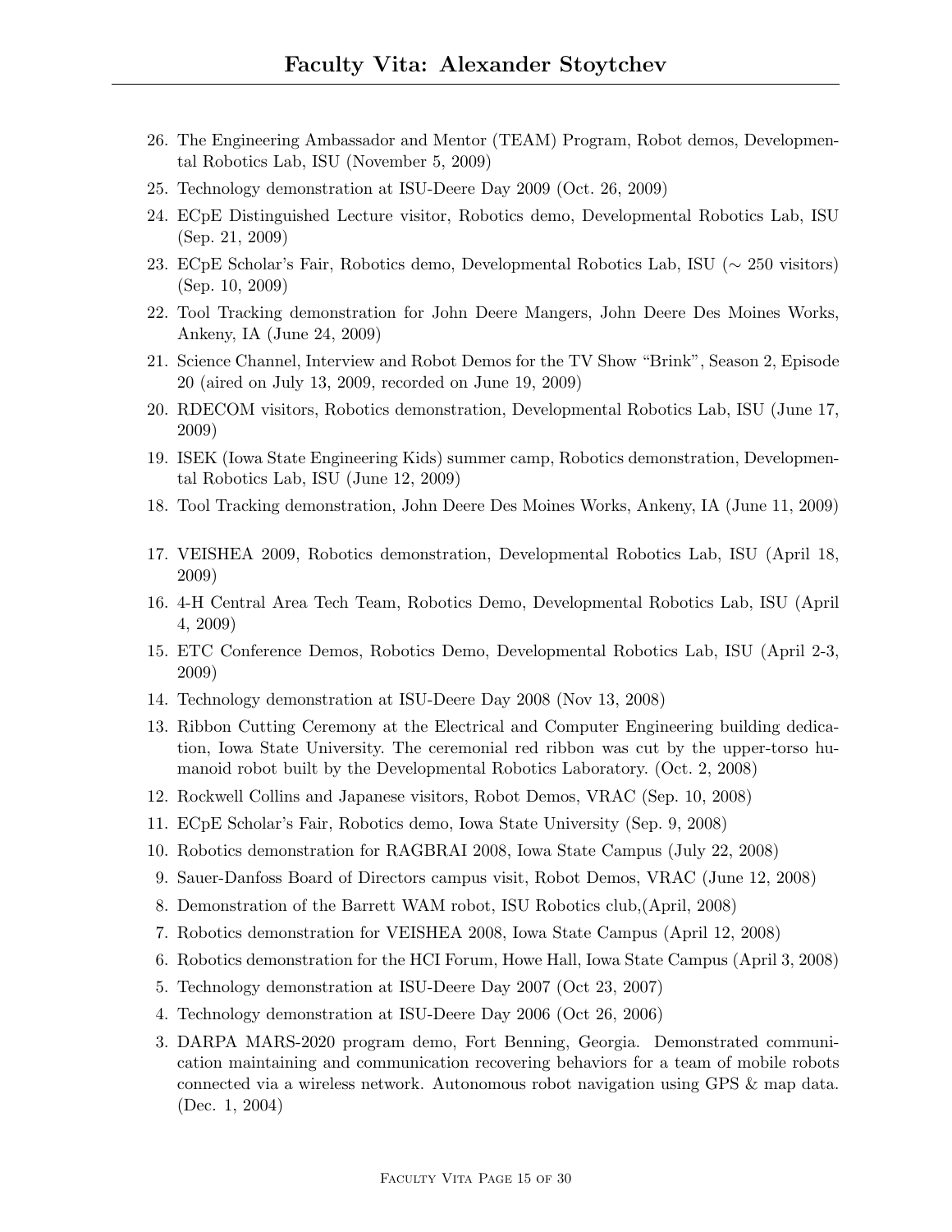26. The Engineering Ambassador and Mentor (TEAM) Program, Robot demos, Developmental Robotics Lab, ISU (November 5, 2009)
25. Technology demonstration at ISU-Deere Day 2009 (Oct. 26, 2009)
24. ECpE Distinguished Lecture visitor, Robotics demo, Developmental Robotics Lab, ISU (Sep. 21, 2009)
23. ECpE Scholar's Fair, Robotics demo, Developmental Robotics Lab, ISU ($\sim$ 250 visitors) (Sep. 10, 2009)
22. Tool Tracking demonstration for John Deere Mangers, John Deere Des Moines Works, Ankeny, IA (June 24, 2009)
21. Science Channel, Interview and Robot Demos for the TV Show "Brink", Season 2, Episode 20 (aired on July 13, 2009, recorded on June 19, 2009)
20. RDECOM visitors, Robotics demonstration, Developmental Robotics Lab, ISU (June 17, 2009)
19. ISEK (Iowa State Engineering Kids) summer camp, Robotics demonstration, Developmental Robotics Lab, ISU (June 12, 2009)
18. Tool Tracking demonstration, John Deere Des Moines Works, Ankeny, IA (June 11, 2009)
17. VEISHEA 2009, Robotics demonstration, Developmental Robotics Lab, ISU (April 18, 2009)
16. 4-H Central Area Tech Team, Robotics Demo, Developmental Robotics Lab, ISU (April 4, 2009)
15. ETC Conference Demos, Robotics Demo, Developmental Robotics Lab, ISU (April 2-3, 2009)
14. Technology demonstration at ISU-Deere Day 2008 (Nov 13, 2008)
13. Ribbon Cutting Ceremony at the Electrical and Computer Engineering building dedication, Iowa State University. The ceremonial red ribbon was cut by the upper-torso humanoid robot built by the Developmental Robotics Laboratory. (Oct. 2, 2008)
12. Rockwell Collins and Japanese visitors, Robot Demos, VRAC (Sep. 10, 2008)
11. ECpE Scholar's Fair, Robotics demo, Iowa State University (Sep. 9, 2008)
10. Robotics demonstration for RAGBRAI 2008, Iowa State Campus (July 22, 2008)
9. Sauer-Danfoss Board of Directors campus visit, Robot Demos, VRAC (June 12, 2008)
8. Demonstration of the Barrett WAM robot, ISU Robotics club,(April, 2008)
7. Robotics demonstration for VEISHEA 2008, Iowa State Campus (April 12, 2008)
6. Robotics demonstration for the HCI Forum, Howe Hall, Iowa State Campus (April 3, 2008)
5. Technology demonstration at ISU-Deere Day 2007 (Oct 23, 2007)
4. Technology demonstration at ISU-Deere Day 2006 (Oct 26, 2006)
3. DARPA MARS-2020 program demo, Fort Benning, Georgia. Demonstrated communication maintaining and communication recovering behaviors for a team of mobile robots connected via a wireless network. Autonomous robot navigation using GPS & map data. (Dec. 1, 2004)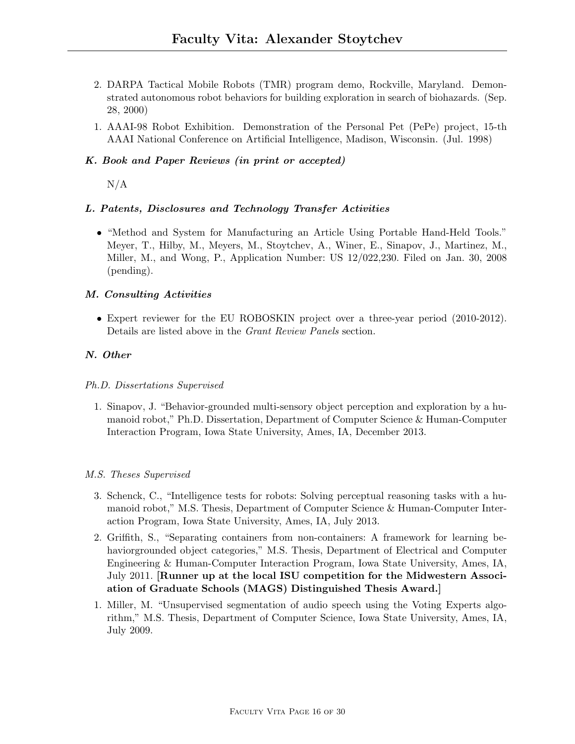2. DARPA Tactical Mobile Robots (TMR) program demo, Rockville, Maryland. Demonstrated autonomous robot behaviors for building exploration in search of biohazards. (Sep. 28, 2000)
1. AAAI-98 Robot Exhibition. Demonstration of the Personal Pet (PePe) project, 15-th AAAI National Conference on Artificial Intelligence, Madison, Wisconsin. (Jul. 1998)

### *K. Book and Paper Reviews (in print or accepted)*

N/A

### *L. Patents, Disclosures and Technology Transfer Activities*

- "Method and System for Manufacturing an Article Using Portable Hand-Held Tools." Meyer, T., Hilby, M., Meyers, M., Stoytchev, A., Winer, E., Sinapov, J., Martinez, M., Miller, M., and Wong, P., Application Number: US 12/022,230. Filed on Jan. 30, 2008 (pending).

### *M. Consulting Activities*

- Expert reviewer for the EU ROBOSKIN project over a three-year period (2010-2012). Details are listed above in the *Grant Review Panels* section.

### *N. Other*

*Ph.D. Dissertations Supervised*

1. Sinapov, J. "Behavior-grounded multi-sensory object perception and exploration by a humanoid robot," Ph.D. Dissertation, Department of Computer Science & Human-Computer Interaction Program, Iowa State University, Ames, IA, December 2013.

*M.S. Theses Supervised*

3. Schenck, C., "Intelligence tests for robots: Solving perceptual reasoning tasks with a humanoid robot," M.S. Thesis, Department of Computer Science & Human-Computer Interaction Program, Iowa State University, Ames, IA, July 2013.
2. Griffith, S., "Separating containers from non-containers: A framework for learning behaviorgrounded object categories," M.S. Thesis, Department of Electrical and Computer Engineering & Human-Computer Interaction Program, Iowa State University, Ames, IA, July 2011. **[Runner up at the local ISU competition for the Midwestern Association of Graduate Schools (MAGS) Distinguished Thesis Award.]**
1. Miller, M. "Unsupervised segmentation of audio speech using the Voting Experts algorithm," M.S. Thesis, Department of Computer Science, Iowa State University, Ames, IA, July 2009.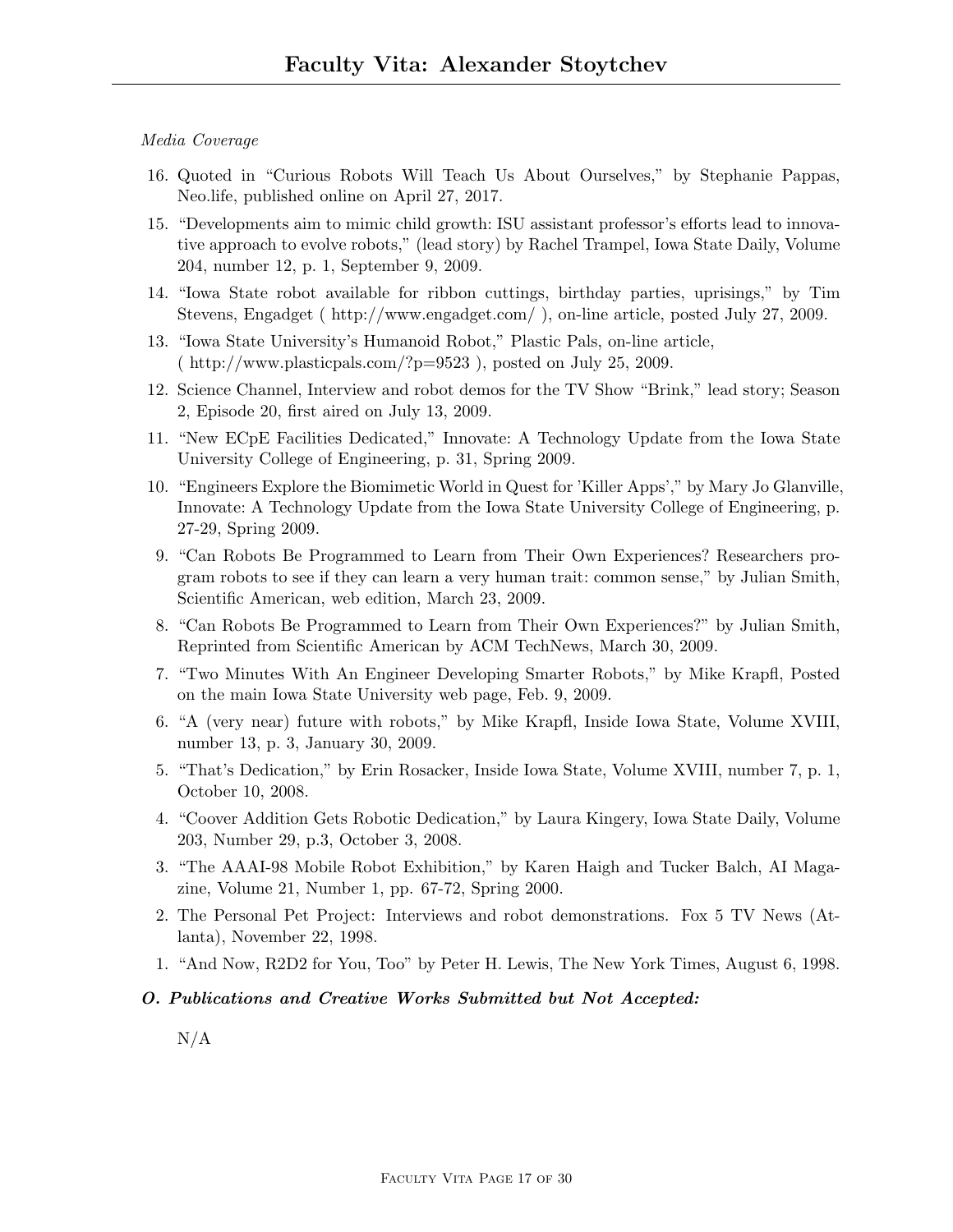*Media Coverage*

16. Quoted in "Curious Robots Will Teach Us About Ourselves," by Stephanie Pappas, Neo.life, published online on April 27, 2017.
15. "Developments aim to mimic child growth: ISU assistant professor's efforts lead to innovative approach to evolve robots," (lead story) by Rachel Trampel, Iowa State Daily, Volume 204, number 12, p. 1, September 9, 2009.
14. "Iowa State robot available for ribbon cuttings, birthday parties, uprisings," by Tim Stevens, Engadget ( http://www.engadget.com/ ), on-line article, posted July 27, 2009.
13. "Iowa State University's Humanoid Robot," Plastic Pals, on-line article, ( http://www.plasticpals.com/?p=9523 ), posted on July 25, 2009.
12. Science Channel, Interview and robot demos for the TV Show "Brink," lead story; Season 2, Episode 20, first aired on July 13, 2009.
11. "New ECpE Facilities Dedicated," Innovate: A Technology Update from the Iowa State University College of Engineering, p. 31, Spring 2009.
10. "Engineers Explore the Biomimetic World in Quest for 'Killer Apps'," by Mary Jo Glanville, Innovate: A Technology Update from the Iowa State University College of Engineering, p. 27-29, Spring 2009.
9. "Can Robots Be Programmed to Learn from Their Own Experiences? Researchers program robots to see if they can learn a very human trait: common sense," by Julian Smith, Scientific American, web edition, March 23, 2009.
8. "Can Robots Be Programmed to Learn from Their Own Experiences?" by Julian Smith, Reprinted from Scientific American by ACM TechNews, March 30, 2009.
7. "Two Minutes With An Engineer Developing Smarter Robots," by Mike Krapfl, Posted on the main Iowa State University web page, Feb. 9, 2009.
6. "A (very near) future with robots," by Mike Krapfl, Inside Iowa State, Volume XVIII, number 13, p. 3, January 30, 2009.
5. "That's Dedication," by Erin Rosacker, Inside Iowa State, Volume XVIII, number 7, p. 1, October 10, 2008.
4. "Coover Addition Gets Robotic Dedication," by Laura Kingery, Iowa State Daily, Volume 203, Number 29, p.3, October 3, 2008.
3. "The AAAI-98 Mobile Robot Exhibition," by Karen Haigh and Tucker Balch, AI Magazine, Volume 21, Number 1, pp. 67-72, Spring 2000.
2. The Personal Pet Project: Interviews and robot demonstrations. Fox 5 TV News (Atlanta), November 22, 1998.
1. "And Now, R2D2 for You, Too" by Peter H. Lewis, The New York Times, August 6, 1998.

**O. Publications and Creative Works Submitted but Not Accepted:**

N/A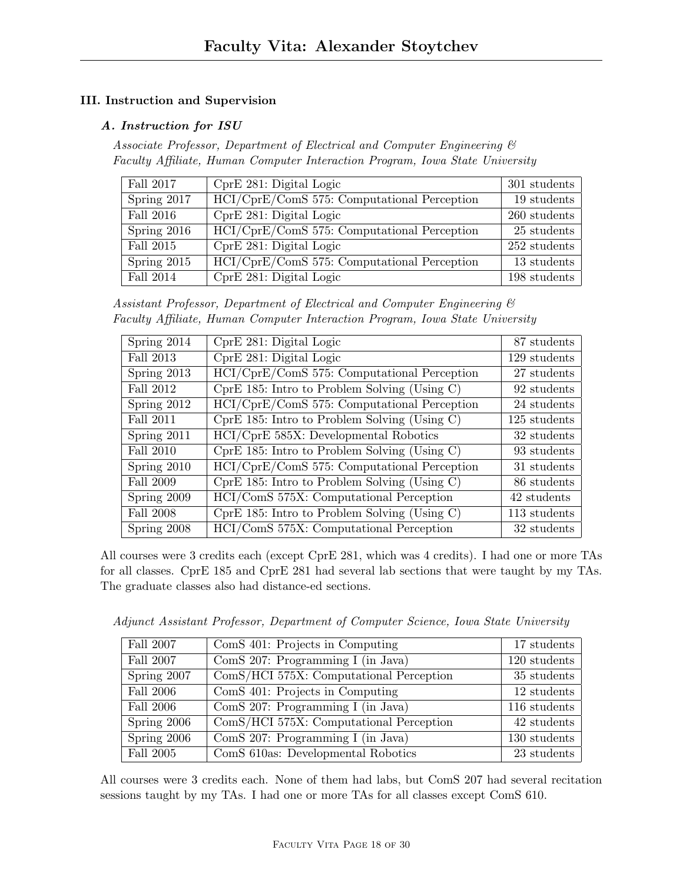## III. Instruction and Supervision

### *A. Instruction for ISU*

*Associate Professor, Department of Electrical and Computer Engineering & Faculty Affiliate, Human Computer Interaction Program, Iowa State University*

| | | |
|---|---|---|
| Fall 2017 | CprE 281: Digital Logic | 301 students |
| Spring 2017 | HCI/CprE/ComS 575: Computational Perception | 19 students |
| Fall 2016 | CprE 281: Digital Logic | 260 students |
| Spring 2016 | HCI/CprE/ComS 575: Computational Perception | 25 students |
| Fall 2015 | CprE 281: Digital Logic | 252 students |
| Spring 2015 | HCI/CprE/ComS 575: Computational Perception | 13 students |
| Fall 2014 | CprE 281: Digital Logic | 198 students |

*Assistant Professor, Department of Electrical and Computer Engineering & Faculty Affiliate, Human Computer Interaction Program, Iowa State University*

| | | |
|---|---|---|
| Spring 2014 | CprE 281: Digital Logic | 87 students |
| Fall 2013 | CprE 281: Digital Logic | 129 students |
| Spring 2013 | HCI/CprE/ComS 575: Computational Perception | 27 students |
| Fall 2012 | CprE 185: Intro to Problem Solving (Using C) | 92 students |
| Spring 2012 | HCI/CprE/ComS 575: Computational Perception | 24 students |
| Fall 2011 | CprE 185: Intro to Problem Solving (Using C) | 125 students |
| Spring 2011 | HCI/CprE 585X: Developmental Robotics | 32 students |
| Fall 2010 | CprE 185: Intro to Problem Solving (Using C) | 93 students |
| Spring 2010 | HCI/CprE/ComS 575: Computational Perception | 31 students |
| Fall 2009 | CprE 185: Intro to Problem Solving (Using C) | 86 students |
| Spring 2009 | HCI/ComS 575X: Computational Perception | 42 students |
| Fall 2008 | CprE 185: Intro to Problem Solving (Using C) | 113 students |
| Spring 2008 | HCI/ComS 575X: Computational Perception | 32 students |

All courses were 3 credits each (except CprE 281, which was 4 credits). I had one or more TAs for all classes. CprE 185 and CprE 281 had several lab sections that were taught by my TAs. The graduate classes also had distance-ed sections.

*Adjunct Assistant Professor, Department of Computer Science, Iowa State University*

| | | |
|---|---|---|
| Fall 2007 | ComS 401: Projects in Computing | 17 students |
| Fall 2007 | ComS 207: Programming I (in Java) | 120 students |
| Spring 2007 | ComS/HCI 575X: Computational Perception | 35 students |
| Fall 2006 | ComS 401: Projects in Computing | 12 students |
| Fall 2006 | ComS 207: Programming I (in Java) | 116 students |
| Spring 2006 | ComS/HCI 575X: Computational Perception | 42 students |
| Spring 2006 | ComS 207: Programming I (in Java) | 130 students |
| Fall 2005 | ComS 610as: Developmental Robotics | 23 students |

All courses were 3 credits each. None of them had labs, but ComS 207 had several recitation sessions taught by my TAs. I had one or more TAs for all classes except ComS 610.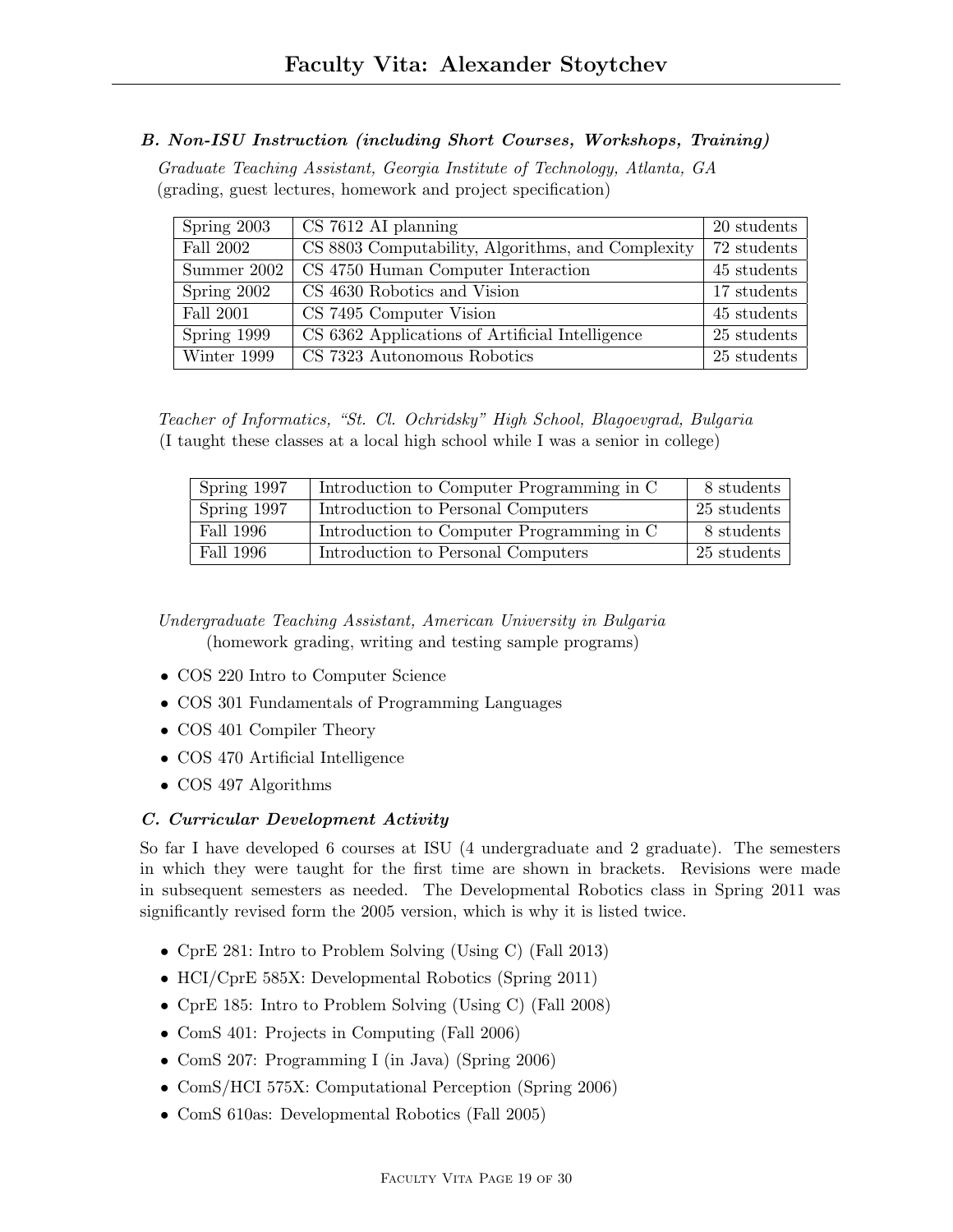### *B. Non-ISU Instruction (including Short Courses, Workshops, Training)*

*Graduate Teaching Assistant, Georgia Institute of Technology, Atlanta, GA*
(grading, guest lectures, homework and project specification)

| | | |
|---|---|---|
| Spring 2003 | CS 7612 AI planning | 20 students |
| Fall 2002 | CS 8803 Computability, Algorithms, and Complexity | 72 students |
| Summer 2002 | CS 4750 Human Computer Interaction | 45 students |
| Spring 2002 | CS 4630 Robotics and Vision | 17 students |
| Fall 2001 | CS 7495 Computer Vision | 45 students |
| Spring 1999 | CS 6362 Applications of Artificial Intelligence | 25 students |
| Winter 1999 | CS 7323 Autonomous Robotics | 25 students |

*Teacher of Informatics, "St. Cl. Ochridsky" High School, Blagoevgrad, Bulgaria*
(I taught these classes at a local high school while I was a senior in college)

| | | |
|---|---|---|
| Spring 1997 | Introduction to Computer Programming in C | 8 students |
| Spring 1997 | Introduction to Personal Computers | 25 students |
| Fall 1996 | Introduction to Computer Programming in C | 8 students |
| Fall 1996 | Introduction to Personal Computers | 25 students |

*Undergraduate Teaching Assistant, American University in Bulgaria*
(homework grading, writing and testing sample programs)

- COS 220 Intro to Computer Science
- COS 301 Fundamentals of Programming Languages
- COS 401 Compiler Theory
- COS 470 Artificial Intelligence
- COS 497 Algorithms

### *C. Curricular Development Activity*

So far I have developed 6 courses at ISU (4 undergraduate and 2 graduate). The semesters in which they were taught for the first time are shown in brackets. Revisions were made in subsequent semesters as needed. The Developmental Robotics class in Spring 2011 was significantly revised form the 2005 version, which is why it is listed twice.

- CprE 281: Intro to Problem Solving (Using C) (Fall 2013)
- HCI/CprE 585X: Developmental Robotics (Spring 2011)
- CprE 185: Intro to Problem Solving (Using C) (Fall 2008)
- ComS 401: Projects in Computing (Fall 2006)
- ComS 207: Programming I (in Java) (Spring 2006)
- ComS/HCI 575X: Computational Perception (Spring 2006)
- ComS 610as: Developmental Robotics (Fall 2005)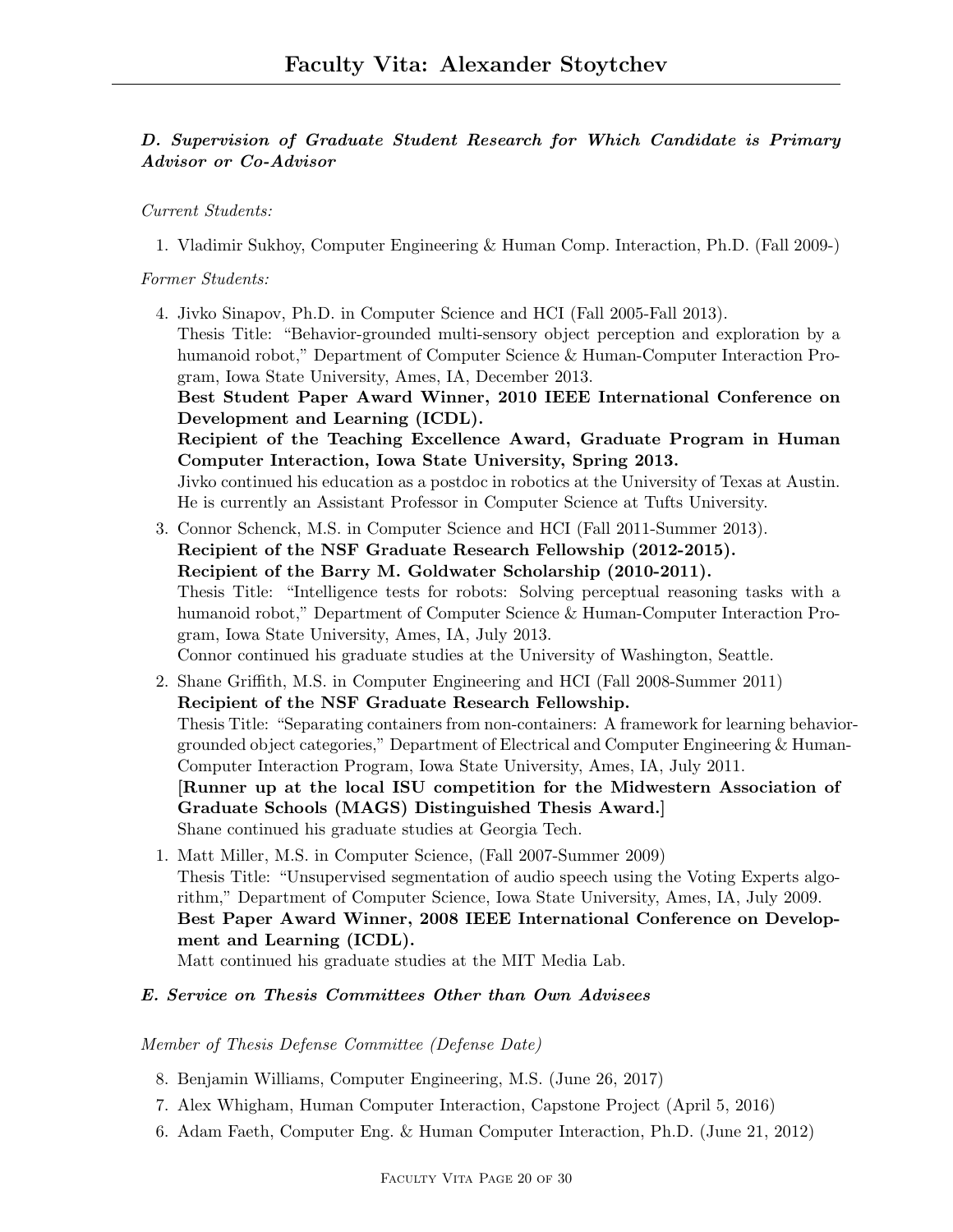### *D. Supervision of Graduate Student Research for Which Candidate is Primary Advisor or Co-Advisor*

*Current Students:*

1. Vladimir Sukhoy, Computer Engineering & Human Comp. Interaction, Ph.D. (Fall 2009-)

*Former Students:*

4. Jivko Sinapov, Ph.D. in Computer Science and HCI (Fall 2005-Fall 2013).
   Thesis Title: "Behavior-grounded multi-sensory object perception and exploration by a humanoid robot," Department of Computer Science & Human-Computer Interaction Program, Iowa State University, Ames, IA, December 2013.
   **Best Student Paper Award Winner, 2010 IEEE International Conference on Development and Learning (ICDL).**
   **Recipient of the Teaching Excellence Award, Graduate Program in Human Computer Interaction, Iowa State University, Spring 2013.**
   Jivko continued his education as a postdoc in robotics at the University of Texas at Austin. He is currently an Assistant Professor in Computer Science at Tufts University.

3. Connor Schenck, M.S. in Computer Science and HCI (Fall 2011-Summer 2013).
   **Recipient of the NSF Graduate Research Fellowship (2012-2015).**
   **Recipient of the Barry M. Goldwater Scholarship (2010-2011).**
   Thesis Title: "Intelligence tests for robots: Solving perceptual reasoning tasks with a humanoid robot," Department of Computer Science & Human-Computer Interaction Program, Iowa State University, Ames, IA, July 2013.
   Connor continued his graduate studies at the University of Washington, Seattle.

2. Shane Griffith, M.S. in Computer Engineering and HCI (Fall 2008-Summer 2011)
   **Recipient of the NSF Graduate Research Fellowship.**
   Thesis Title: "Separating containers from non-containers: A framework for learning behavior-grounded object categories," Department of Electrical and Computer Engineering & Human-Computer Interaction Program, Iowa State University, Ames, IA, July 2011.
   **[Runner up at the local ISU competition for the Midwestern Association of Graduate Schools (MAGS) Distinguished Thesis Award.]**
   Shane continued his graduate studies at Georgia Tech.

1. Matt Miller, M.S. in Computer Science, (Fall 2007-Summer 2009)
   Thesis Title: "Unsupervised segmentation of audio speech using the Voting Experts algorithm," Department of Computer Science, Iowa State University, Ames, IA, July 2009.
   **Best Paper Award Winner, 2008 IEEE International Conference on Development and Learning (ICDL).**
   Matt continued his graduate studies at the MIT Media Lab.

### *E. Service on Thesis Committees Other than Own Advisees*

*Member of Thesis Defense Committee (Defense Date)*

8. Benjamin Williams, Computer Engineering, M.S. (June 26, 2017)
7. Alex Whigham, Human Computer Interaction, Capstone Project (April 5, 2016)
6. Adam Faeth, Computer Eng. & Human Computer Interaction, Ph.D. (June 21, 2012)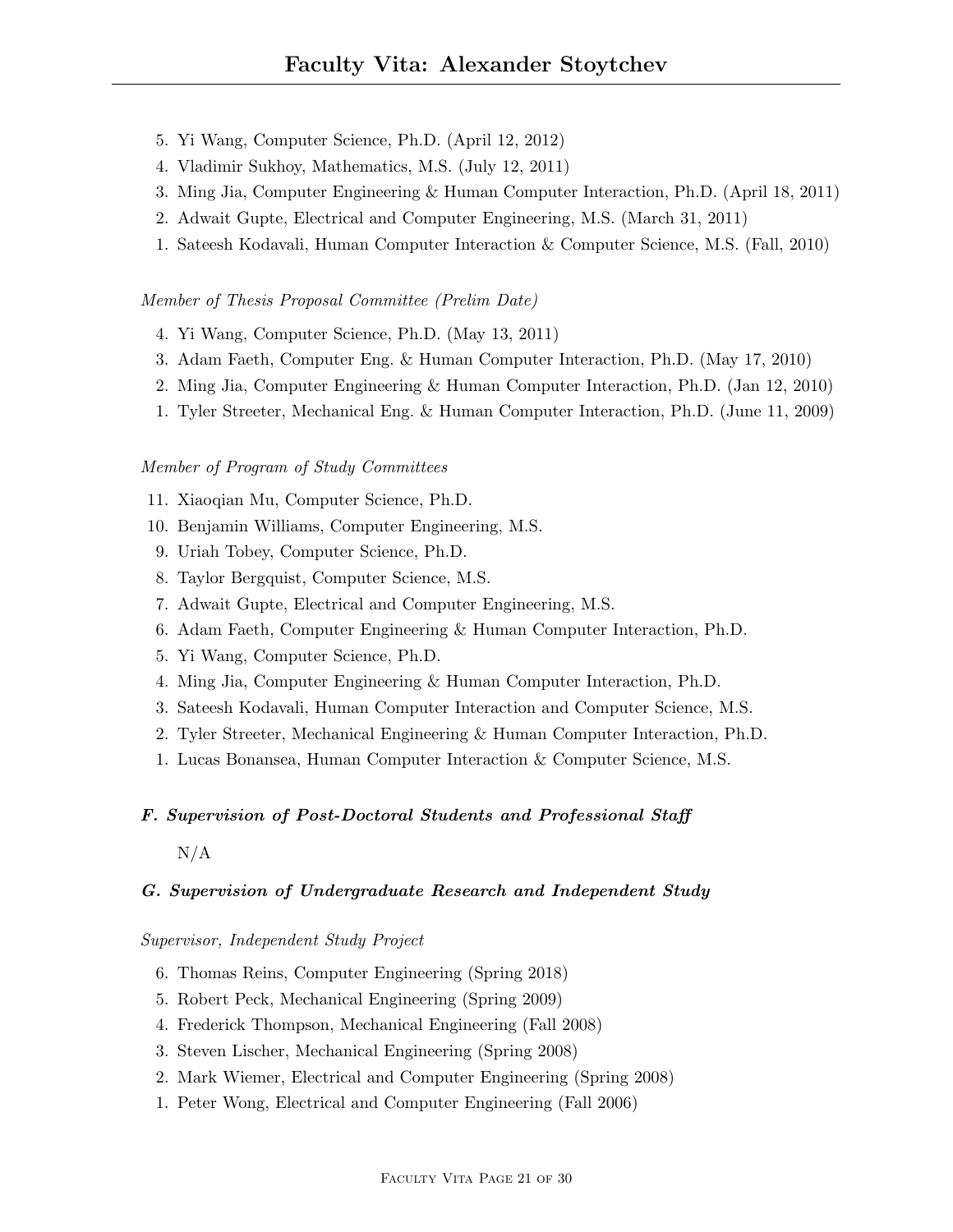5. Yi Wang, Computer Science, Ph.D. (April 12, 2012)
4. Vladimir Sukhoy, Mathematics, M.S. (July 12, 2011)
3. Ming Jia, Computer Engineering & Human Computer Interaction, Ph.D. (April 18, 2011)
2. Adwait Gupte, Electrical and Computer Engineering, M.S. (March 31, 2011)
1. Sateesh Kodavali, Human Computer Interaction & Computer Science, M.S. (Fall, 2010)

*Member of Thesis Proposal Committee (Prelim Date)*

4. Yi Wang, Computer Science, Ph.D. (May 13, 2011)
3. Adam Faeth, Computer Eng. & Human Computer Interaction, Ph.D. (May 17, 2010)
2. Ming Jia, Computer Engineering & Human Computer Interaction, Ph.D. (Jan 12, 2010)
1. Tyler Streeter, Mechanical Eng. & Human Computer Interaction, Ph.D. (June 11, 2009)

*Member of Program of Study Committees*

11. Xiaoqian Mu, Computer Science, Ph.D.
10. Benjamin Williams, Computer Engineering, M.S.
9. Uriah Tobey, Computer Science, Ph.D.
8. Taylor Bergquist, Computer Science, M.S.
7. Adwait Gupte, Electrical and Computer Engineering, M.S.
6. Adam Faeth, Computer Engineering & Human Computer Interaction, Ph.D.
5. Yi Wang, Computer Science, Ph.D.
4. Ming Jia, Computer Engineering & Human Computer Interaction, Ph.D.
3. Sateesh Kodavali, Human Computer Interaction and Computer Science, M.S.
2. Tyler Streeter, Mechanical Engineering & Human Computer Interaction, Ph.D.
1. Lucas Bonansea, Human Computer Interaction & Computer Science, M.S.

### *F. Supervision of Post-Doctoral Students and Professional Staff*

N/A

### *G. Supervision of Undergraduate Research and Independent Study*

*Supervisor, Independent Study Project*

6. Thomas Reins, Computer Engineering (Spring 2018)
5. Robert Peck, Mechanical Engineering (Spring 2009)
4. Frederick Thompson, Mechanical Engineering (Fall 2008)
3. Steven Lischer, Mechanical Engineering (Spring 2008)
2. Mark Wiemer, Electrical and Computer Engineering (Spring 2008)
1. Peter Wong, Electrical and Computer Engineering (Fall 2006)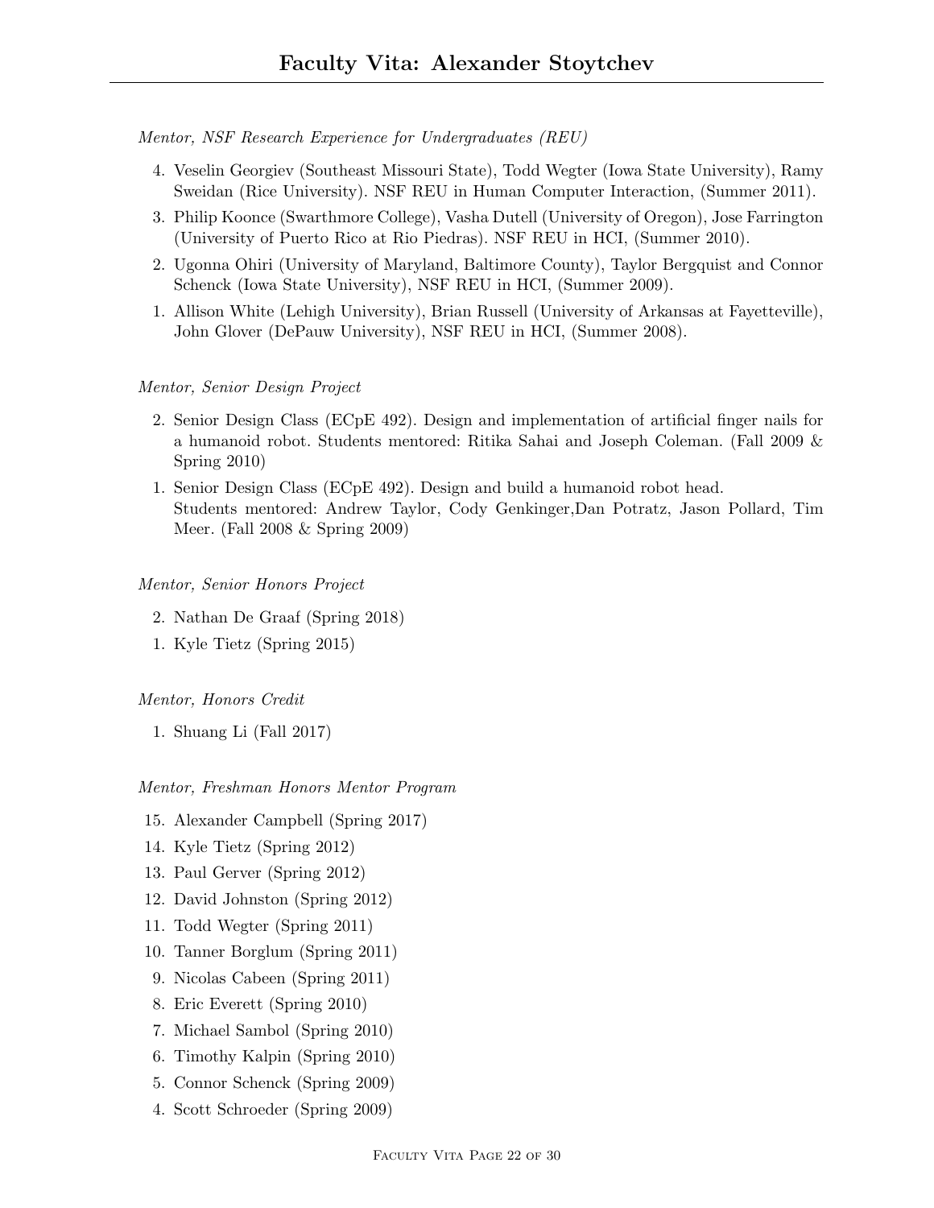*Mentor, NSF Research Experience for Undergraduates (REU)*

4. Veselin Georgiev (Southeast Missouri State), Todd Wegter (Iowa State University), Ramy Sweidan (Rice University). NSF REU in Human Computer Interaction, (Summer 2011).
3. Philip Koonce (Swarthmore College), Vasha Dutell (University of Oregon), Jose Farrington (University of Puerto Rico at Rio Piedras). NSF REU in HCI, (Summer 2010).
2. Ugonna Ohiri (University of Maryland, Baltimore County), Taylor Bergquist and Connor Schenck (Iowa State University), NSF REU in HCI, (Summer 2009).
1. Allison White (Lehigh University), Brian Russell (University of Arkansas at Fayetteville), John Glover (DePauw University), NSF REU in HCI, (Summer 2008).

*Mentor, Senior Design Project*

2. Senior Design Class (ECpE 492). Design and implementation of artificial finger nails for a humanoid robot. Students mentored: Ritika Sahai and Joseph Coleman. (Fall 2009 & Spring 2010)
1. Senior Design Class (ECpE 492). Design and build a humanoid robot head.
   Students mentored: Andrew Taylor, Cody Genkinger,Dan Potratz, Jason Pollard, Tim Meer. (Fall 2008 & Spring 2009)

*Mentor, Senior Honors Project*

2. Nathan De Graaf (Spring 2018)
1. Kyle Tietz (Spring 2015)

*Mentor, Honors Credit*

1. Shuang Li (Fall 2017)

*Mentor, Freshman Honors Mentor Program*

15. Alexander Campbell (Spring 2017)
14. Kyle Tietz (Spring 2012)
13. Paul Gerver (Spring 2012)
12. David Johnston (Spring 2012)
11. Todd Wegter (Spring 2011)
10. Tanner Borglum (Spring 2011)
9. Nicolas Cabeen (Spring 2011)
8. Eric Everett (Spring 2010)
7. Michael Sambol (Spring 2010)
6. Timothy Kalpin (Spring 2010)
5. Connor Schenck (Spring 2009)
4. Scott Schroeder (Spring 2009)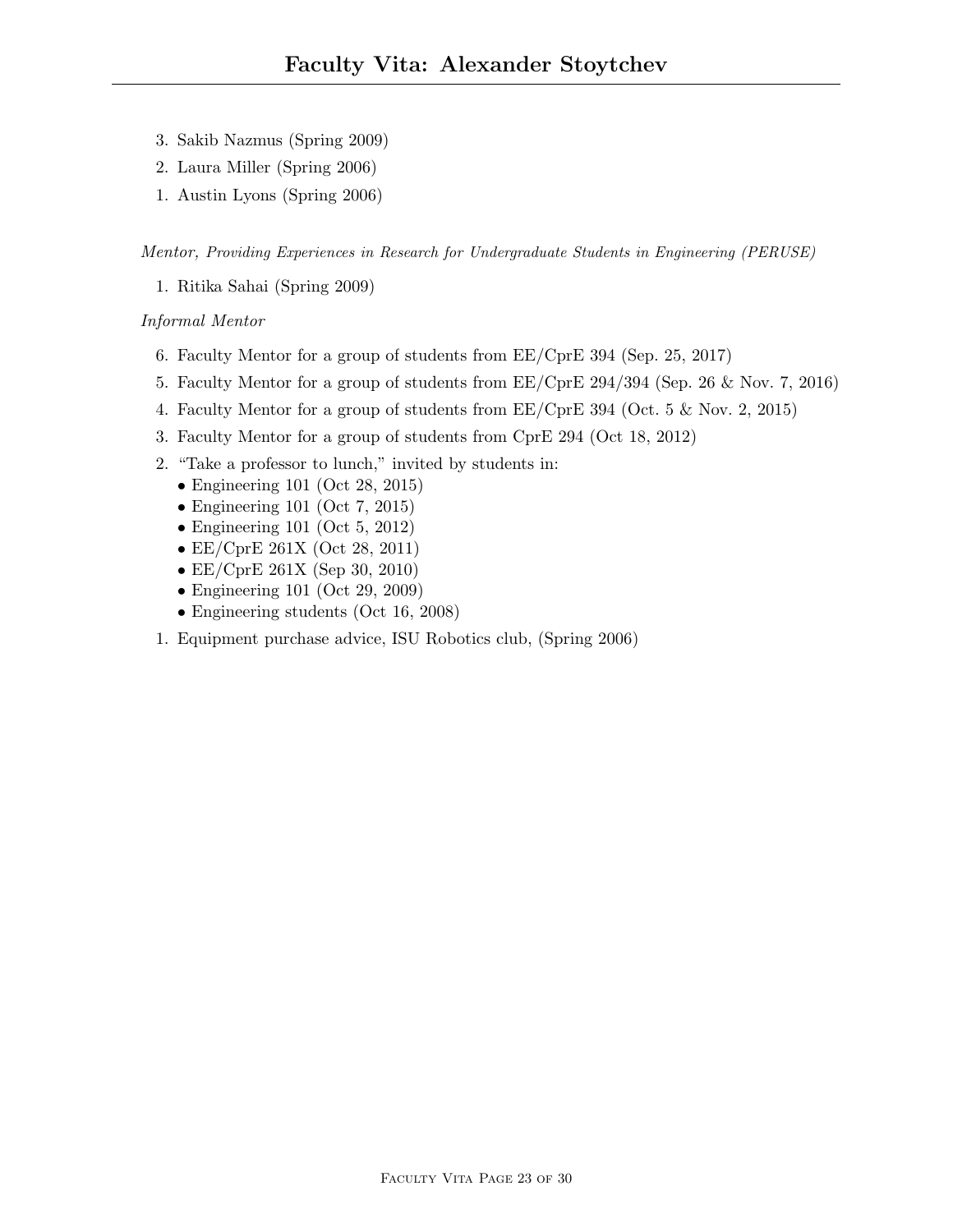3. Sakib Nazmus (Spring 2009)
2. Laura Miller (Spring 2006)
1. Austin Lyons (Spring 2006)

*Mentor, Providing Experiences in Research for Undergraduate Students in Engineering (PERUSE)*

1. Ritika Sahai (Spring 2009)

*Informal Mentor*

6. Faculty Mentor for a group of students from EE/CprE 394 (Sep. 25, 2017)
5. Faculty Mentor for a group of students from EE/CprE 294/394 (Sep. 26 & Nov. 7, 2016)
4. Faculty Mentor for a group of students from EE/CprE 394 (Oct. 5 & Nov. 2, 2015)
3. Faculty Mentor for a group of students from CprE 294 (Oct 18, 2012)
2. "Take a professor to lunch," invited by students in:
   - Engineering 101 (Oct 28, 2015)
   - Engineering 101 (Oct 7, 2015)
   - Engineering 101 (Oct 5, 2012)
   - EE/CprE 261X (Oct 28, 2011)
   - EE/CprE 261X (Sep 30, 2010)
   - Engineering 101 (Oct 29, 2009)
   - Engineering students (Oct 16, 2008)
1. Equipment purchase advice, ISU Robotics club, (Spring 2006)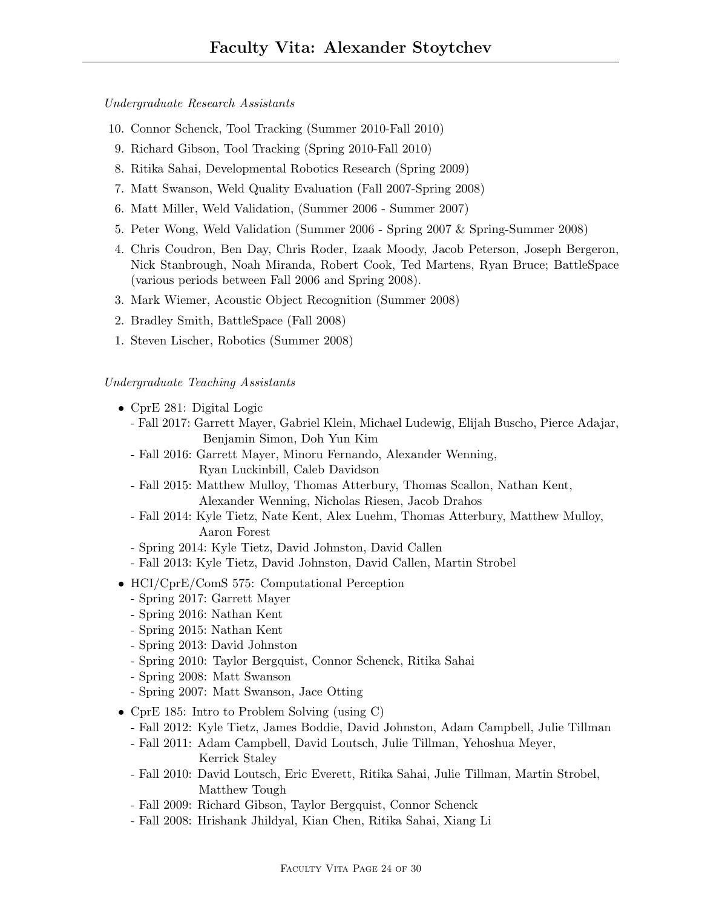*Undergraduate Research Assistants*

10. Connor Schenck, Tool Tracking (Summer 2010-Fall 2010)
9. Richard Gibson, Tool Tracking (Spring 2010-Fall 2010)
8. Ritika Sahai, Developmental Robotics Research (Spring 2009)
7. Matt Swanson, Weld Quality Evaluation (Fall 2007-Spring 2008)
6. Matt Miller, Weld Validation, (Summer 2006 - Summer 2007)
5. Peter Wong, Weld Validation (Summer 2006 - Spring 2007 & Spring-Summer 2008)
4. Chris Coudron, Ben Day, Chris Roder, Izaak Moody, Jacob Peterson, Joseph Bergeron, Nick Stanbrough, Noah Miranda, Robert Cook, Ted Martens, Ryan Bruce; BattleSpace (various periods between Fall 2006 and Spring 2008).
3. Mark Wiemer, Acoustic Object Recognition (Summer 2008)
2. Bradley Smith, BattleSpace (Fall 2008)
1. Steven Lischer, Robotics (Summer 2008)

*Undergraduate Teaching Assistants*

- CprE 281: Digital Logic
  - Fall 2017: Garrett Mayer, Gabriel Klein, Michael Ludewig, Elijah Buscho, Pierce Adajar, Benjamin Simon, Doh Yun Kim
  - Fall 2016: Garrett Mayer, Minoru Fernando, Alexander Wenning, Ryan Luckinbill, Caleb Davidson
  - Fall 2015: Matthew Mulloy, Thomas Atterbury, Thomas Scallon, Nathan Kent, Alexander Wenning, Nicholas Riesen, Jacob Drahos
  - Fall 2014: Kyle Tietz, Nate Kent, Alex Luehm, Thomas Atterbury, Matthew Mulloy, Aaron Forest
  - Spring 2014: Kyle Tietz, David Johnston, David Callen
  - Fall 2013: Kyle Tietz, David Johnston, David Callen, Martin Strobel
- HCI/CprE/ComS 575: Computational Perception
  - Spring 2017: Garrett Mayer
  - Spring 2016: Nathan Kent
  - Spring 2015: Nathan Kent
  - Spring 2013: David Johnston
  - Spring 2010: Taylor Bergquist, Connor Schenck, Ritika Sahai
  - Spring 2008: Matt Swanson
  - Spring 2007: Matt Swanson, Jace Otting
- CprE 185: Intro to Problem Solving (using C)
  - Fall 2012: Kyle Tietz, James Boddie, David Johnston, Adam Campbell, Julie Tillman
  - Fall 2011: Adam Campbell, David Loutsch, Julie Tillman, Yehoshua Meyer, Kerrick Staley
  - Fall 2010: David Loutsch, Eric Everett, Ritika Sahai, Julie Tillman, Martin Strobel, Matthew Tough
  - Fall 2009: Richard Gibson, Taylor Bergquist, Connor Schenck
  - Fall 2008: Hrishank Jhildyal, Kian Chen, Ritika Sahai, Xiang Li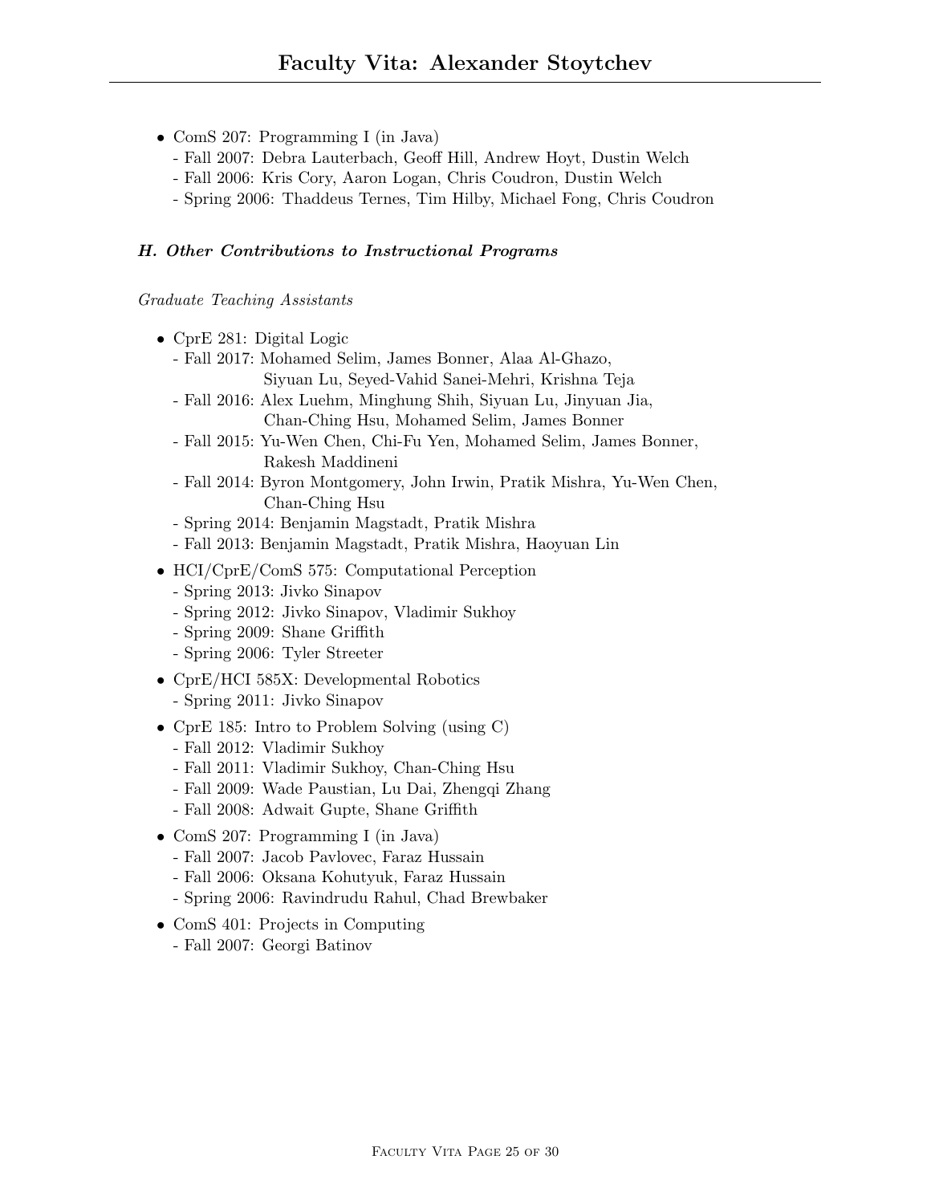- ComS 207: Programming I (in Java)
  - Fall 2007: Debra Lauterbach, Geoff Hill, Andrew Hoyt, Dustin Welch
  - Fall 2006: Kris Cory, Aaron Logan, Chris Coudron, Dustin Welch
  - Spring 2006: Thaddeus Ternes, Tim Hilby, Michael Fong, Chris Coudron

### *H. Other Contributions to Instructional Programs*

*Graduate Teaching Assistants*

- CprE 281: Digital Logic
  - Fall 2017: Mohamed Selim, James Bonner, Alaa Al-Ghazo, Siyuan Lu, Seyed-Vahid Sanei-Mehri, Krishna Teja
  - Fall 2016: Alex Luehm, Minghung Shih, Siyuan Lu, Jinyuan Jia, Chan-Ching Hsu, Mohamed Selim, James Bonner
  - Fall 2015: Yu-Wen Chen, Chi-Fu Yen, Mohamed Selim, James Bonner, Rakesh Maddineni
  - Fall 2014: Byron Montgomery, John Irwin, Pratik Mishra, Yu-Wen Chen, Chan-Ching Hsu
  - Spring 2014: Benjamin Magstadt, Pratik Mishra
  - Fall 2013: Benjamin Magstadt, Pratik Mishra, Haoyuan Lin
- HCI/CprE/ComS 575: Computational Perception
  - Spring 2013: Jivko Sinapov
  - Spring 2012: Jivko Sinapov, Vladimir Sukhoy
  - Spring 2009: Shane Griffith
  - Spring 2006: Tyler Streeter
- CprE/HCI 585X: Developmental Robotics
  - Spring 2011: Jivko Sinapov
- CprE 185: Intro to Problem Solving (using C)
  - Fall 2012: Vladimir Sukhoy
  - Fall 2011: Vladimir Sukhoy, Chan-Ching Hsu
  - Fall 2009: Wade Paustian, Lu Dai, Zhengqi Zhang
  - Fall 2008: Adwait Gupte, Shane Griffith
- ComS 207: Programming I (in Java)
  - Fall 2007: Jacob Pavlovec, Faraz Hussain
  - Fall 2006: Oksana Kohutyuk, Faraz Hussain
  - Spring 2006: Ravindrudu Rahul, Chad Brewbaker
- ComS 401: Projects in Computing
  - Fall 2007: Georgi Batinov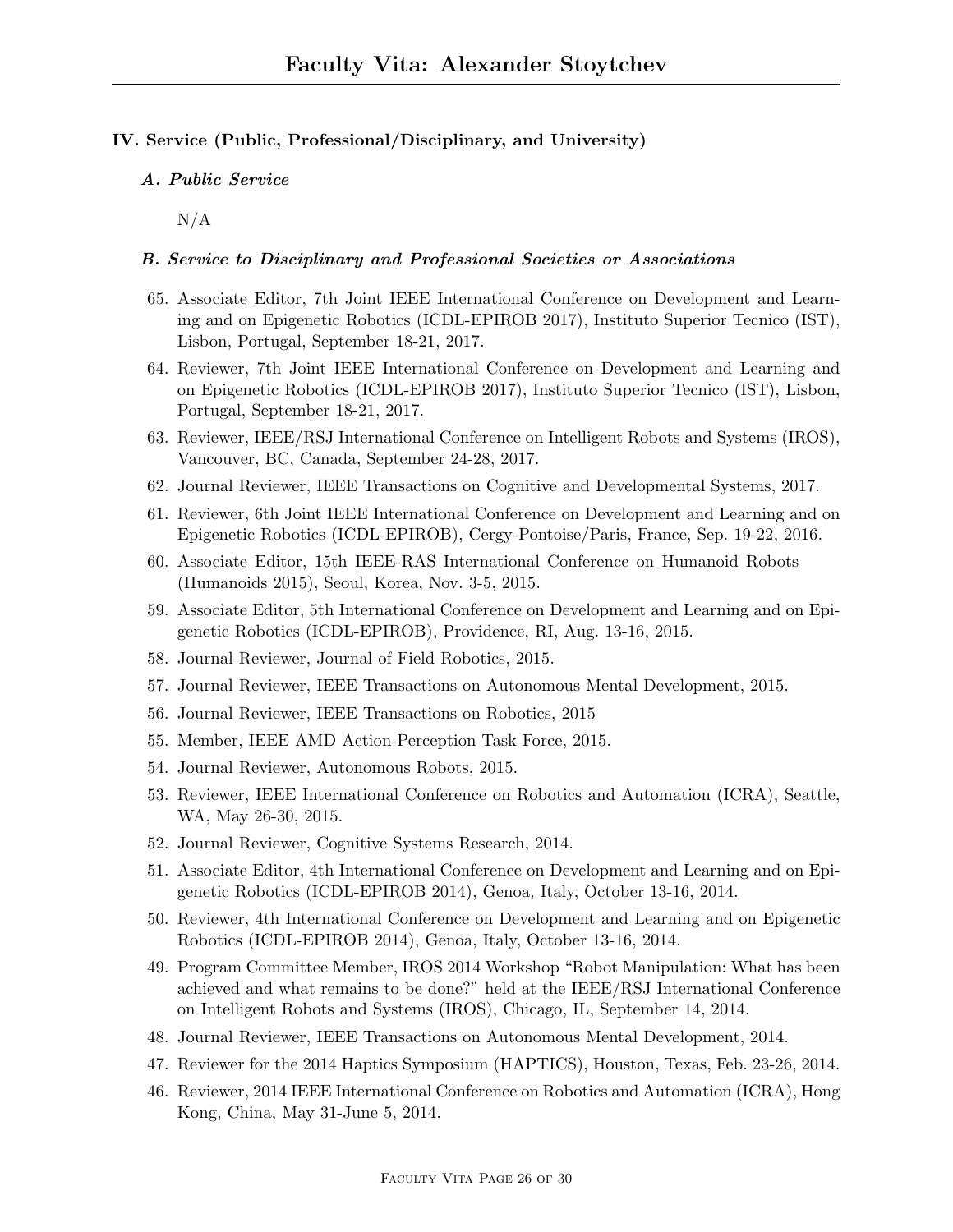## IV. Service (Public, Professional/Disciplinary, and University)

### *A. Public Service*

N/A

### *B. Service to Disciplinary and Professional Societies or Associations*

65. Associate Editor, 7th Joint IEEE International Conference on Development and Learning and on Epigenetic Robotics (ICDL-EPIROB 2017), Instituto Superior Tecnico (IST), Lisbon, Portugal, September 18-21, 2017.
64. Reviewer, 7th Joint IEEE International Conference on Development and Learning and on Epigenetic Robotics (ICDL-EPIROB 2017), Instituto Superior Tecnico (IST), Lisbon, Portugal, September 18-21, 2017.
63. Reviewer, IEEE/RSJ International Conference on Intelligent Robots and Systems (IROS), Vancouver, BC, Canada, September 24-28, 2017.
62. Journal Reviewer, IEEE Transactions on Cognitive and Developmental Systems, 2017.
61. Reviewer, 6th Joint IEEE International Conference on Development and Learning and on Epigenetic Robotics (ICDL-EPIROB), Cergy-Pontoise/Paris, France, Sep. 19-22, 2016.
60. Associate Editor, 15th IEEE-RAS International Conference on Humanoid Robots (Humanoids 2015), Seoul, Korea, Nov. 3-5, 2015.
59. Associate Editor, 5th International Conference on Development and Learning and on Epigenetic Robotics (ICDL-EPIROB), Providence, RI, Aug. 13-16, 2015.
58. Journal Reviewer, Journal of Field Robotics, 2015.
57. Journal Reviewer, IEEE Transactions on Autonomous Mental Development, 2015.
56. Journal Reviewer, IEEE Transactions on Robotics, 2015
55. Member, IEEE AMD Action-Perception Task Force, 2015.
54. Journal Reviewer, Autonomous Robots, 2015.
53. Reviewer, IEEE International Conference on Robotics and Automation (ICRA), Seattle, WA, May 26-30, 2015.
52. Journal Reviewer, Cognitive Systems Research, 2014.
51. Associate Editor, 4th International Conference on Development and Learning and on Epigenetic Robotics (ICDL-EPIROB 2014), Genoa, Italy, October 13-16, 2014.
50. Reviewer, 4th International Conference on Development and Learning and on Epigenetic Robotics (ICDL-EPIROB 2014), Genoa, Italy, October 13-16, 2014.
49. Program Committee Member, IROS 2014 Workshop "Robot Manipulation: What has been achieved and what remains to be done?" held at the IEEE/RSJ International Conference on Intelligent Robots and Systems (IROS), Chicago, IL, September 14, 2014.
48. Journal Reviewer, IEEE Transactions on Autonomous Mental Development, 2014.
47. Reviewer for the 2014 Haptics Symposium (HAPTICS), Houston, Texas, Feb. 23-26, 2014.
46. Reviewer, 2014 IEEE International Conference on Robotics and Automation (ICRA), Hong Kong, China, May 31-June 5, 2014.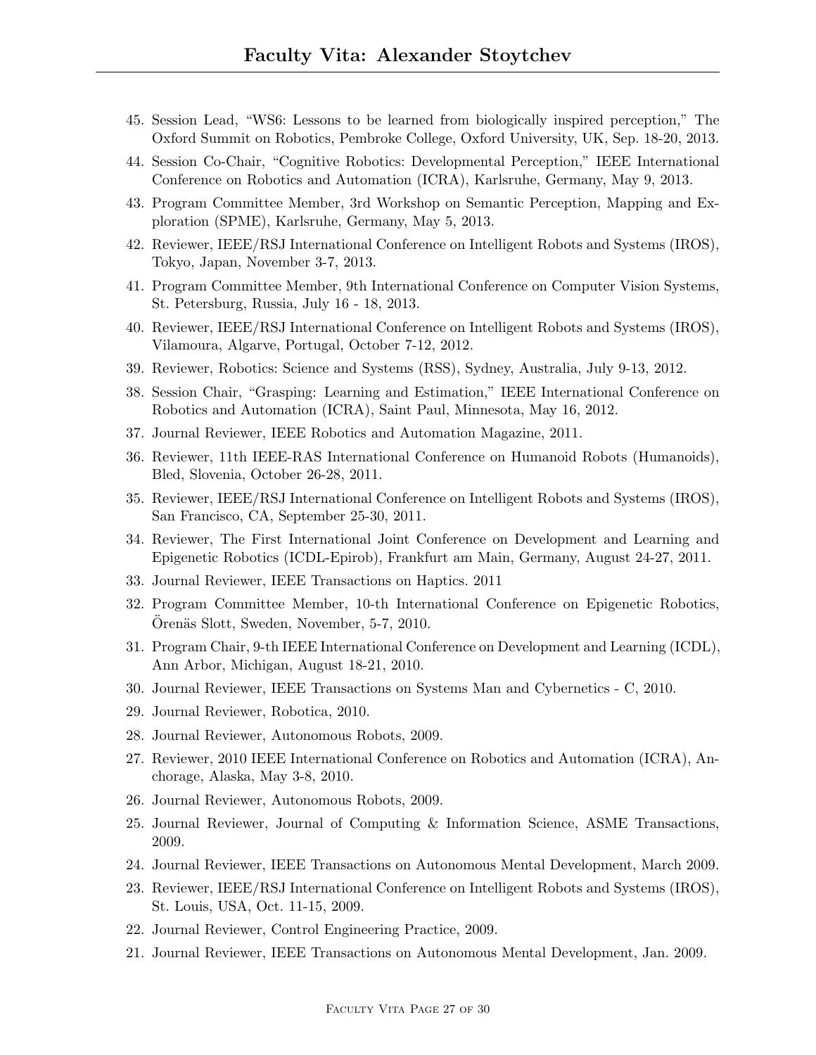45. Session Lead, "WS6: Lessons to be learned from biologically inspired perception," The Oxford Summit on Robotics, Pembroke College, Oxford University, UK, Sep. 18-20, 2013.
44. Session Co-Chair, "Cognitive Robotics: Developmental Perception," IEEE International Conference on Robotics and Automation (ICRA), Karlsruhe, Germany, May 9, 2013.
43. Program Committee Member, 3rd Workshop on Semantic Perception, Mapping and Exploration (SPME), Karlsruhe, Germany, May 5, 2013.
42. Reviewer, IEEE/RSJ International Conference on Intelligent Robots and Systems (IROS), Tokyo, Japan, November 3-7, 2013.
41. Program Committee Member, 9th International Conference on Computer Vision Systems, St. Petersburg, Russia, July 16 - 18, 2013.
40. Reviewer, IEEE/RSJ International Conference on Intelligent Robots and Systems (IROS), Vilamoura, Algarve, Portugal, October 7-12, 2012.
39. Reviewer, Robotics: Science and Systems (RSS), Sydney, Australia, July 9-13, 2012.
38. Session Chair, "Grasping: Learning and Estimation," IEEE International Conference on Robotics and Automation (ICRA), Saint Paul, Minnesota, May 16, 2012.
37. Journal Reviewer, IEEE Robotics and Automation Magazine, 2011.
36. Reviewer, 11th IEEE-RAS International Conference on Humanoid Robots (Humanoids), Bled, Slovenia, October 26-28, 2011.
35. Reviewer, IEEE/RSJ International Conference on Intelligent Robots and Systems (IROS), San Francisco, CA, September 25-30, 2011.
34. Reviewer, The First International Joint Conference on Development and Learning and Epigenetic Robotics (ICDL-Epirob), Frankfurt am Main, Germany, August 24-27, 2011.
33. Journal Reviewer, IEEE Transactions on Haptics. 2011
32. Program Committee Member, 10-th International Conference on Epigenetic Robotics, Örenäs Slott, Sweden, November, 5-7, 2010.
31. Program Chair, 9-th IEEE International Conference on Development and Learning (ICDL), Ann Arbor, Michigan, August 18-21, 2010.
30. Journal Reviewer, IEEE Transactions on Systems Man and Cybernetics - C, 2010.
29. Journal Reviewer, Robotica, 2010.
28. Journal Reviewer, Autonomous Robots, 2009.
27. Reviewer, 2010 IEEE International Conference on Robotics and Automation (ICRA), Anchorage, Alaska, May 3-8, 2010.
26. Journal Reviewer, Autonomous Robots, 2009.
25. Journal Reviewer, Journal of Computing & Information Science, ASME Transactions, 2009.
24. Journal Reviewer, IEEE Transactions on Autonomous Mental Development, March 2009.
23. Reviewer, IEEE/RSJ International Conference on Intelligent Robots and Systems (IROS), St. Louis, USA, Oct. 11-15, 2009.
22. Journal Reviewer, Control Engineering Practice, 2009.
21. Journal Reviewer, IEEE Transactions on Autonomous Mental Development, Jan. 2009.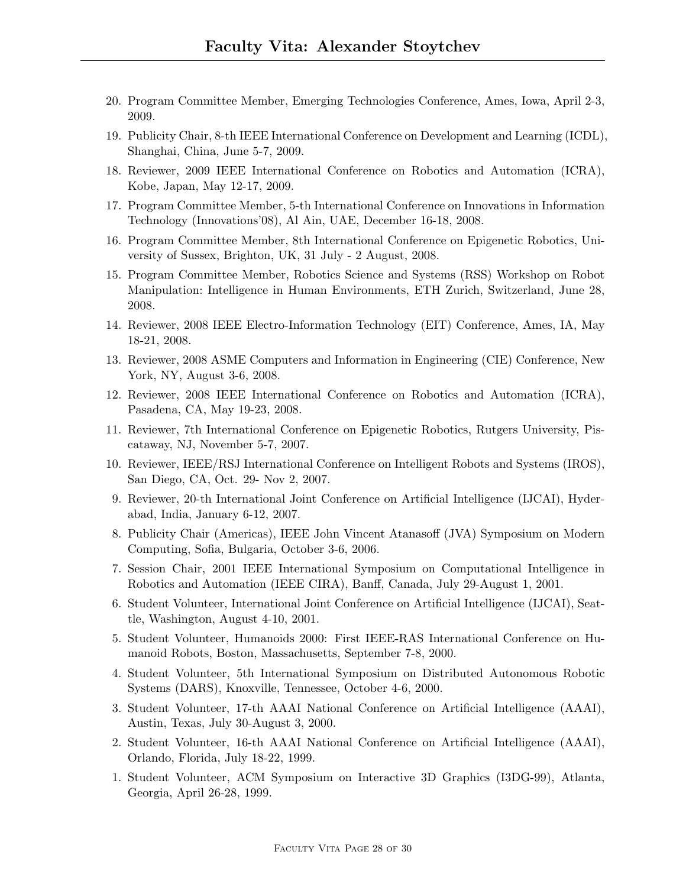20. Program Committee Member, Emerging Technologies Conference, Ames, Iowa, April 2-3, 2009.
19. Publicity Chair, 8-th IEEE International Conference on Development and Learning (ICDL), Shanghai, China, June 5-7, 2009.
18. Reviewer, 2009 IEEE International Conference on Robotics and Automation (ICRA), Kobe, Japan, May 12-17, 2009.
17. Program Committee Member, 5-th International Conference on Innovations in Information Technology (Innovations'08), Al Ain, UAE, December 16-18, 2008.
16. Program Committee Member, 8th International Conference on Epigenetic Robotics, University of Sussex, Brighton, UK, 31 July - 2 August, 2008.
15. Program Committee Member, Robotics Science and Systems (RSS) Workshop on Robot Manipulation: Intelligence in Human Environments, ETH Zurich, Switzerland, June 28, 2008.
14. Reviewer, 2008 IEEE Electro-Information Technology (EIT) Conference, Ames, IA, May 18-21, 2008.
13. Reviewer, 2008 ASME Computers and Information in Engineering (CIE) Conference, New York, NY, August 3-6, 2008.
12. Reviewer, 2008 IEEE International Conference on Robotics and Automation (ICRA), Pasadena, CA, May 19-23, 2008.
11. Reviewer, 7th International Conference on Epigenetic Robotics, Rutgers University, Piscataway, NJ, November 5-7, 2007.
10. Reviewer, IEEE/RSJ International Conference on Intelligent Robots and Systems (IROS), San Diego, CA, Oct. 29- Nov 2, 2007.
9. Reviewer, 20-th International Joint Conference on Artificial Intelligence (IJCAI), Hyderabad, India, January 6-12, 2007.
8. Publicity Chair (Americas), IEEE John Vincent Atanasoff (JVA) Symposium on Modern Computing, Sofia, Bulgaria, October 3-6, 2006.
7. Session Chair, 2001 IEEE International Symposium on Computational Intelligence in Robotics and Automation (IEEE CIRA), Banff, Canada, July 29-August 1, 2001.
6. Student Volunteer, International Joint Conference on Artificial Intelligence (IJCAI), Seattle, Washington, August 4-10, 2001.
5. Student Volunteer, Humanoids 2000: First IEEE-RAS International Conference on Humanoid Robots, Boston, Massachusetts, September 7-8, 2000.
4. Student Volunteer, 5th International Symposium on Distributed Autonomous Robotic Systems (DARS), Knoxville, Tennessee, October 4-6, 2000.
3. Student Volunteer, 17-th AAAI National Conference on Artificial Intelligence (AAAI), Austin, Texas, July 30-August 3, 2000.
2. Student Volunteer, 16-th AAAI National Conference on Artificial Intelligence (AAAI), Orlando, Florida, July 18-22, 1999.
1. Student Volunteer, ACM Symposium on Interactive 3D Graphics (I3DG-99), Atlanta, Georgia, April 26-28, 1999.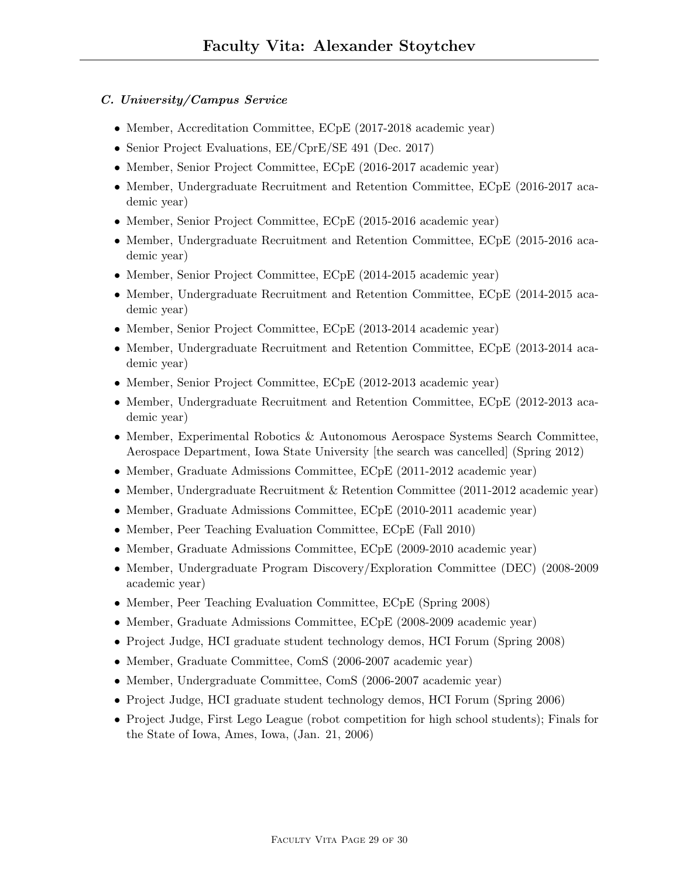### *C. University/Campus Service*

- Member, Accreditation Committee, ECpE (2017-2018 academic year)
- Senior Project Evaluations, EE/CprE/SE 491 (Dec. 2017)
- Member, Senior Project Committee, ECpE (2016-2017 academic year)
- Member, Undergraduate Recruitment and Retention Committee, ECpE (2016-2017 academic year)
- Member, Senior Project Committee, ECpE (2015-2016 academic year)
- Member, Undergraduate Recruitment and Retention Committee, ECpE (2015-2016 academic year)
- Member, Senior Project Committee, ECpE (2014-2015 academic year)
- Member, Undergraduate Recruitment and Retention Committee, ECpE (2014-2015 academic year)
- Member, Senior Project Committee, ECpE (2013-2014 academic year)
- Member, Undergraduate Recruitment and Retention Committee, ECpE (2013-2014 academic year)
- Member, Senior Project Committee, ECpE (2012-2013 academic year)
- Member, Undergraduate Recruitment and Retention Committee, ECpE (2012-2013 academic year)
- Member, Experimental Robotics & Autonomous Aerospace Systems Search Committee, Aerospace Department, Iowa State University [the search was cancelled] (Spring 2012)
- Member, Graduate Admissions Committee, ECpE (2011-2012 academic year)
- Member, Undergraduate Recruitment & Retention Committee (2011-2012 academic year)
- Member, Graduate Admissions Committee, ECpE (2010-2011 academic year)
- Member, Peer Teaching Evaluation Committee, ECpE (Fall 2010)
- Member, Graduate Admissions Committee, ECpE (2009-2010 academic year)
- Member, Undergraduate Program Discovery/Exploration Committee (DEC) (2008-2009 academic year)
- Member, Peer Teaching Evaluation Committee, ECpE (Spring 2008)
- Member, Graduate Admissions Committee, ECpE (2008-2009 academic year)
- Project Judge, HCI graduate student technology demos, HCI Forum (Spring 2008)
- Member, Graduate Committee, ComS (2006-2007 academic year)
- Member, Undergraduate Committee, ComS (2006-2007 academic year)
- Project Judge, HCI graduate student technology demos, HCI Forum (Spring 2006)
- Project Judge, First Lego League (robot competition for high school students); Finals for the State of Iowa, Ames, Iowa, (Jan. 21, 2006)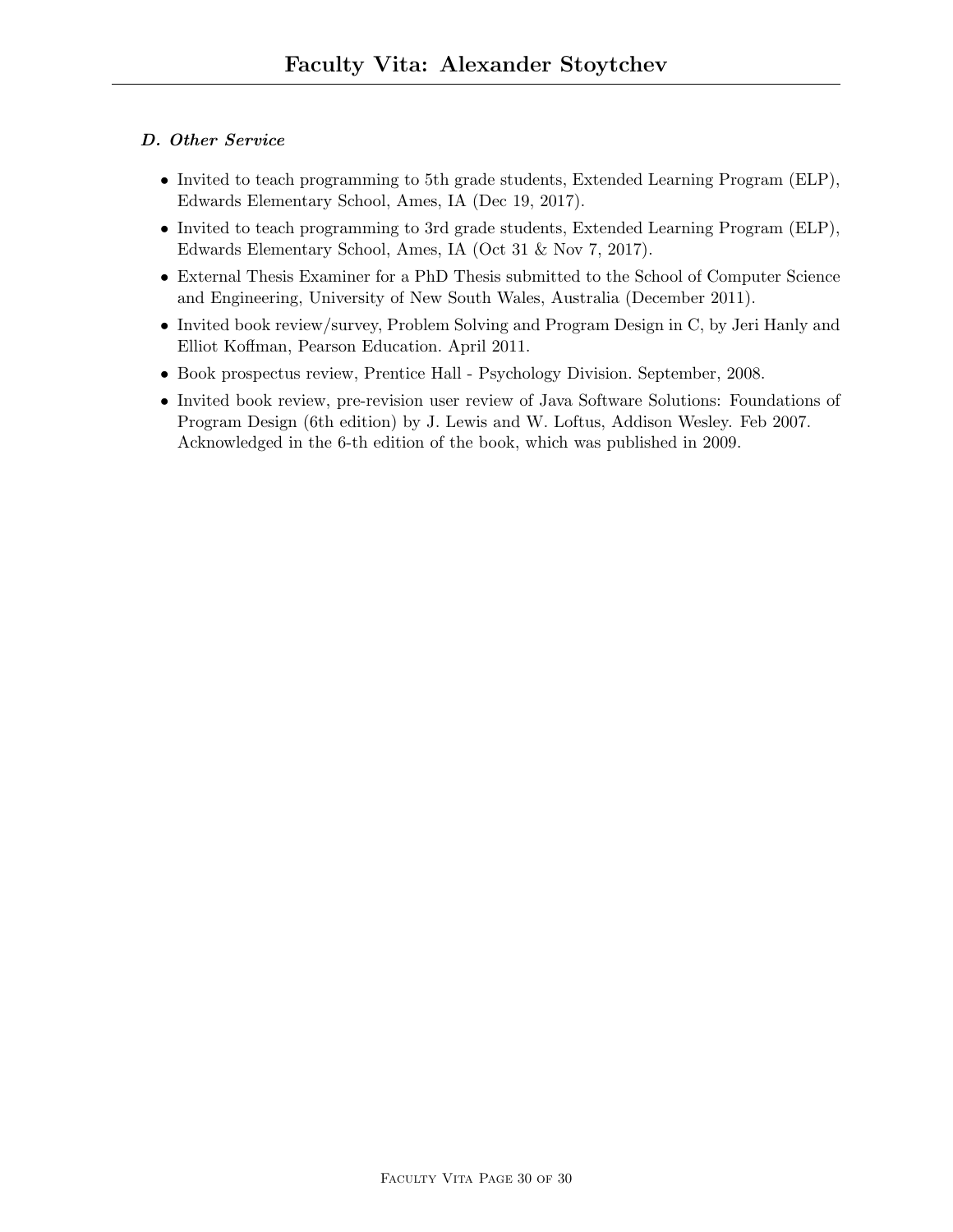#### *D. Other Service*

- Invited to teach programming to 5th grade students, Extended Learning Program (ELP), Edwards Elementary School, Ames, IA (Dec 19, 2017).
- Invited to teach programming to 3rd grade students, Extended Learning Program (ELP), Edwards Elementary School, Ames, IA (Oct 31 & Nov 7, 2017).
- External Thesis Examiner for a PhD Thesis submitted to the School of Computer Science and Engineering, University of New South Wales, Australia (December 2011).
- Invited book review/survey, Problem Solving and Program Design in C, by Jeri Hanly and Elliot Koffman, Pearson Education. April 2011.
- Book prospectus review, Prentice Hall - Psychology Division. September, 2008.
- Invited book review, pre-revision user review of Java Software Solutions: Foundations of Program Design (6th edition) by J. Lewis and W. Loftus, Addison Wesley. Feb 2007. Acknowledged in the 6-th edition of the book, which was published in 2009.